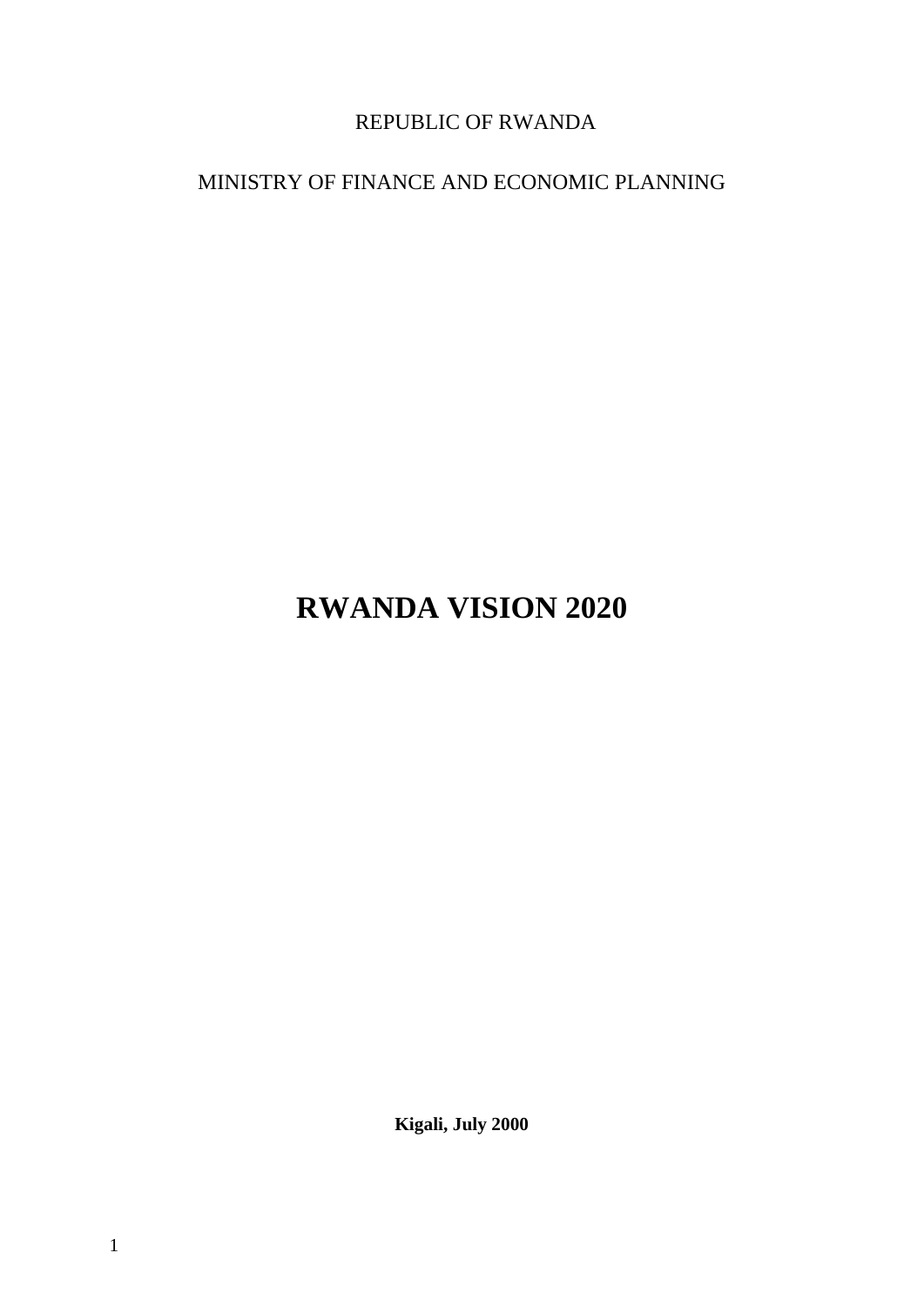REPUBLIC OF RWANDA

MINISTRY OF FINANCE AND ECONOMIC PLANNING

# RWANDA VISION 2020

**Kigali, July 2000**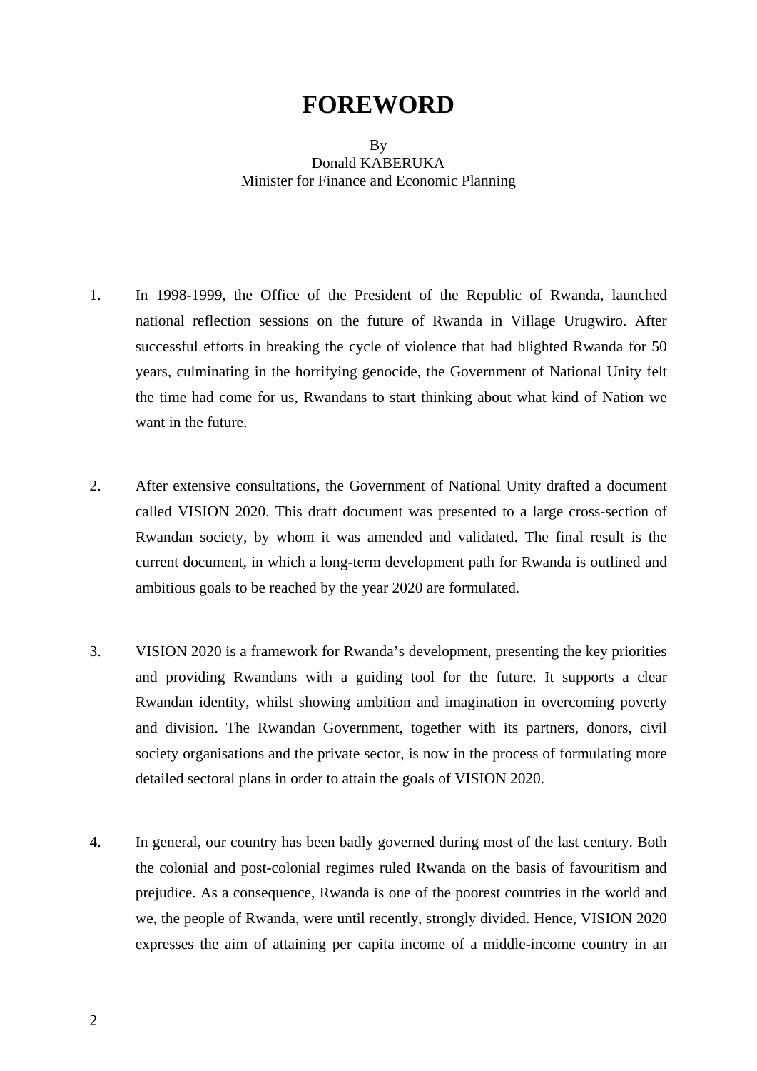# FOREWORD

By
Donald KABERUKA
Minister for Finance and Economic Planning

1. In 1998-1999, the Office of the President of the Republic of Rwanda, launched national reflection sessions on the future of Rwanda in Village Urugwiro. After successful efforts in breaking the cycle of violence that had blighted Rwanda for 50 years, culminating in the horrifying genocide, the Government of National Unity felt the time had come for us, Rwandans to start thinking about what kind of Nation we want in the future.

2. After extensive consultations, the Government of National Unity drafted a document called VISION 2020. This draft document was presented to a large cross-section of Rwandan society, by whom it was amended and validated. The final result is the current document, in which a long-term development path for Rwanda is outlined and ambitious goals to be reached by the year 2020 are formulated.

3. VISION 2020 is a framework for Rwanda's development, presenting the key priorities and providing Rwandans with a guiding tool for the future. It supports a clear Rwandan identity, whilst showing ambition and imagination in overcoming poverty and division. The Rwandan Government, together with its partners, donors, civil society organisations and the private sector, is now in the process of formulating more detailed sectoral plans in order to attain the goals of VISION 2020.

4. In general, our country has been badly governed during most of the last century. Both the colonial and post-colonial regimes ruled Rwanda on the basis of favouritism and prejudice. As a consequence, Rwanda is one of the poorest countries in the world and we, the people of Rwanda, were until recently, strongly divided. Hence, VISION 2020 expresses the aim of attaining per capita income of a middle-income country in an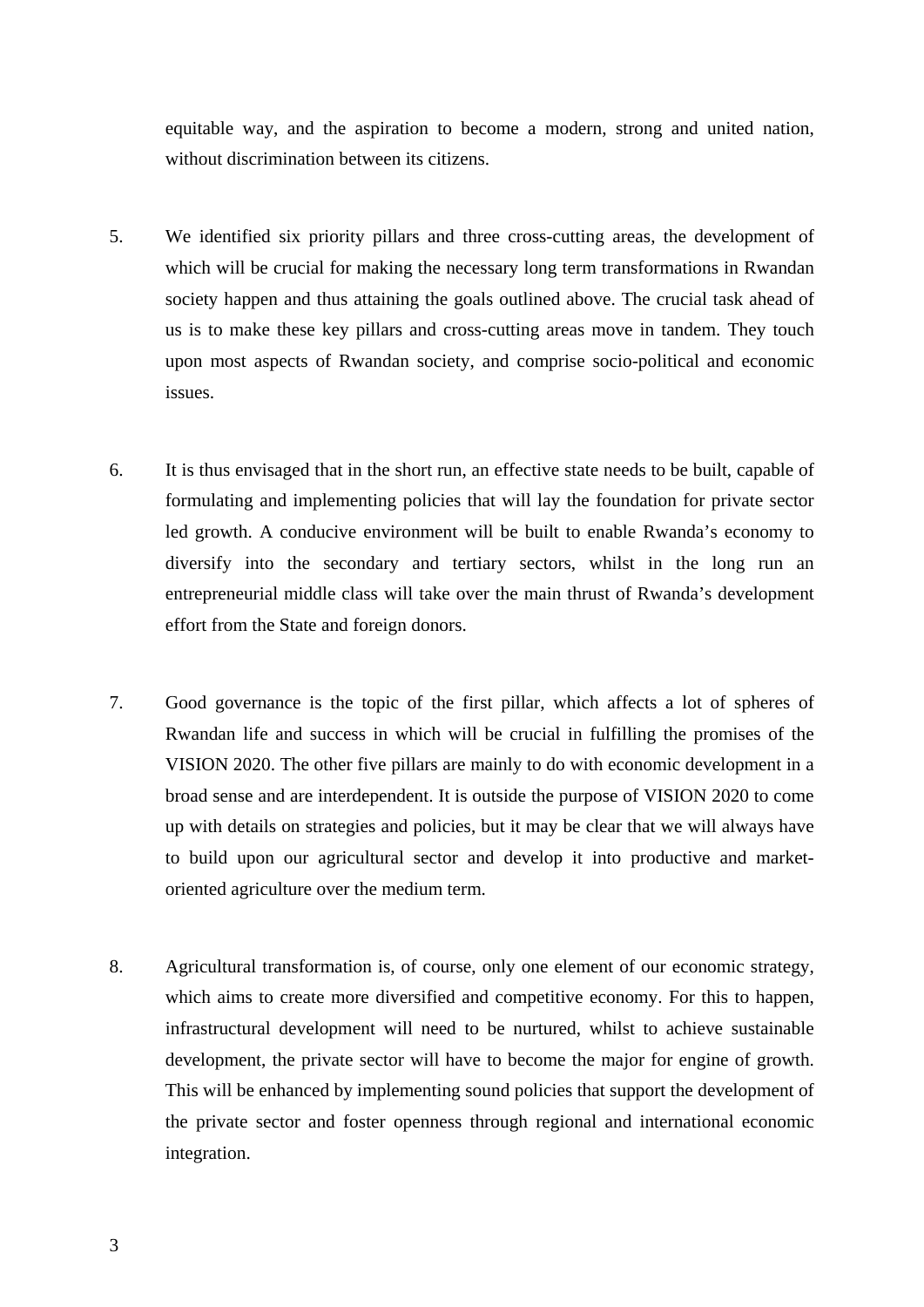equitable way, and the aspiration to become a modern, strong and united nation, without discrimination between its citizens.

5. We identified six priority pillars and three cross-cutting areas, the development of which will be crucial for making the necessary long term transformations in Rwandan society happen and thus attaining the goals outlined above. The crucial task ahead of us is to make these key pillars and cross-cutting areas move in tandem. They touch upon most aspects of Rwandan society, and comprise socio-political and economic issues.

6. It is thus envisaged that in the short run, an effective state needs to be built, capable of formulating and implementing policies that will lay the foundation for private sector led growth. A conducive environment will be built to enable Rwanda's economy to diversify into the secondary and tertiary sectors, whilst in the long run an entrepreneurial middle class will take over the main thrust of Rwanda's development effort from the State and foreign donors.

7. Good governance is the topic of the first pillar, which affects a lot of spheres of Rwandan life and success in which will be crucial in fulfilling the promises of the VISION 2020. The other five pillars are mainly to do with economic development in a broad sense and are interdependent. It is outside the purpose of VISION 2020 to come up with details on strategies and policies, but it may be clear that we will always have to build upon our agricultural sector and develop it into productive and market-oriented agriculture over the medium term.

8. Agricultural transformation is, of course, only one element of our economic strategy, which aims to create more diversified and competitive economy. For this to happen, infrastructural development will need to be nurtured, whilst to achieve sustainable development, the private sector will have to become the major for engine of growth. This will be enhanced by implementing sound policies that support the development of the private sector and foster openness through regional and international economic integration.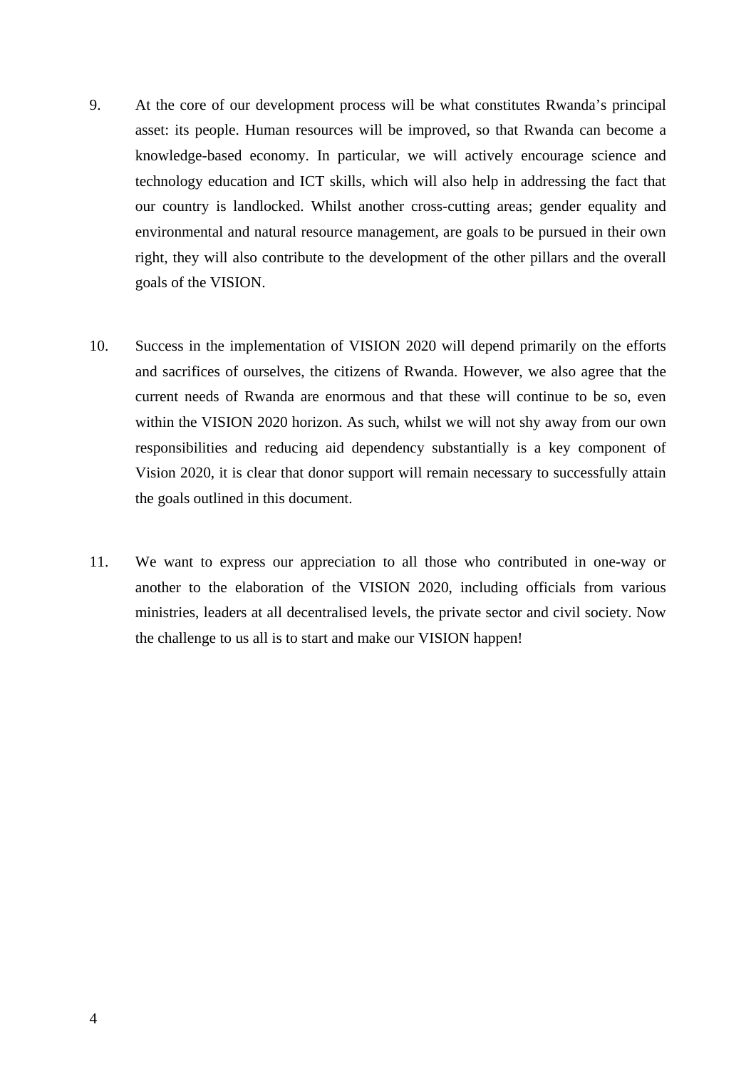9. At the core of our development process will be what constitutes Rwanda's principal asset: its people. Human resources will be improved, so that Rwanda can become a knowledge-based economy. In particular, we will actively encourage science and technology education and ICT skills, which will also help in addressing the fact that our country is landlocked. Whilst another cross-cutting areas; gender equality and environmental and natural resource management, are goals to be pursued in their own right, they will also contribute to the development of the other pillars and the overall goals of the VISION.

10. Success in the implementation of VISION 2020 will depend primarily on the efforts and sacrifices of ourselves, the citizens of Rwanda. However, we also agree that the current needs of Rwanda are enormous and that these will continue to be so, even within the VISION 2020 horizon. As such, whilst we will not shy away from our own responsibilities and reducing aid dependency substantially is a key component of Vision 2020, it is clear that donor support will remain necessary to successfully attain the goals outlined in this document.

11. We want to express our appreciation to all those who contributed in one-way or another to the elaboration of the VISION 2020, including officials from various ministries, leaders at all decentralised levels, the private sector and civil society. Now the challenge to us all is to start and make our VISION happen!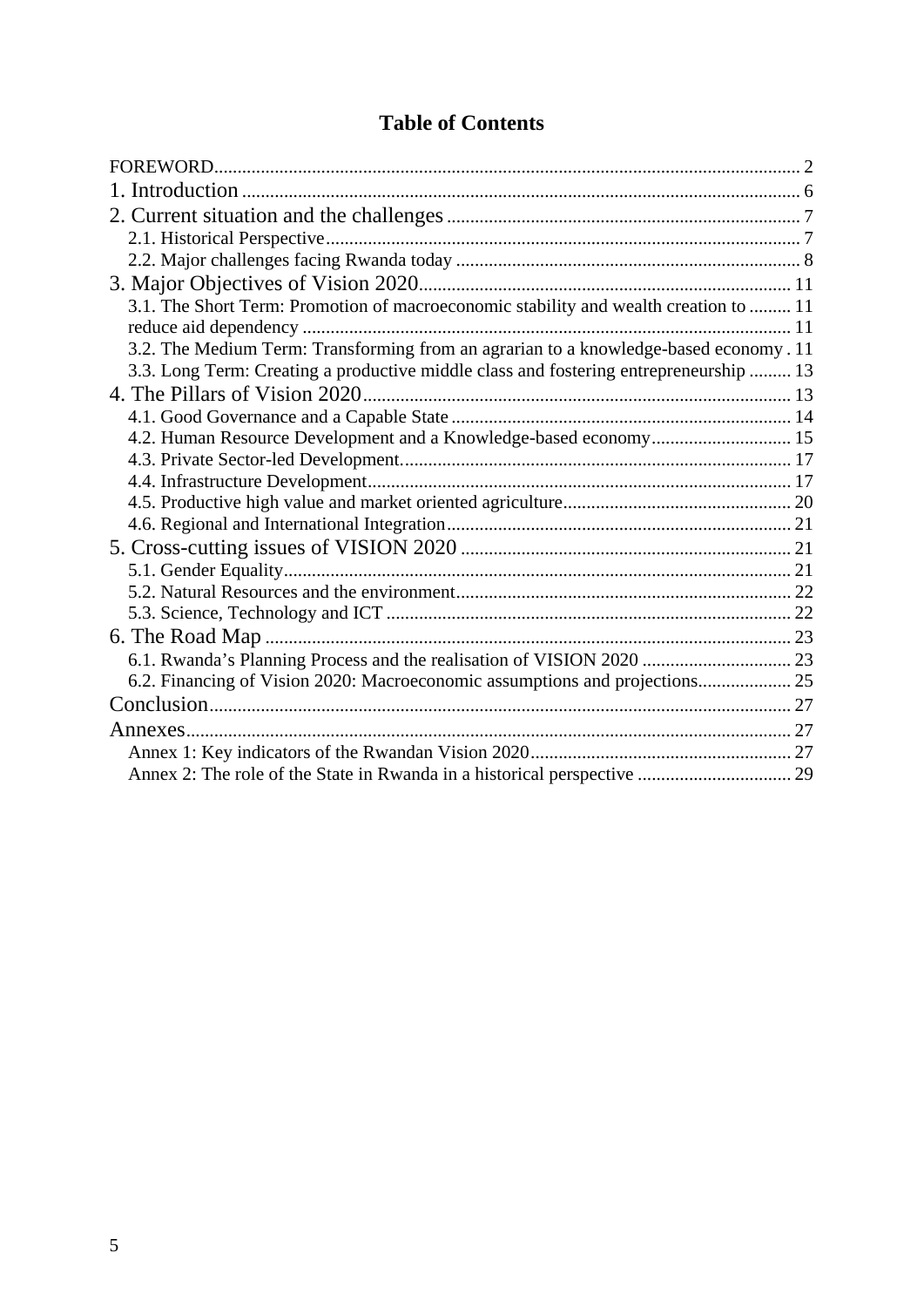## Table of Contents

FOREWORD ..... 2

1. Introduction ..... 6

2. Current situation and the challenges ..... 7
   - 2.1. Historical Perspective ..... 7
   - 2.2. Major challenges facing Rwanda today ..... 8

3. Major Objectives of Vision 2020 ..... 11
   - 3.1. The Short Term: Promotion of macroeconomic stability and wealth creation to ..... 11
     reduce aid dependency ..... 11
   - 3.2. The Medium Term: Transforming from an agrarian to a knowledge-based economy . 11
   - 3.3. Long Term: Creating a productive middle class and fostering entrepreneurship ..... 13

4. The Pillars of Vision 2020 ..... 13
   - 4.1. Good Governance and a Capable State ..... 14
   - 4.2. Human Resource Development and a Knowledge-based economy ..... 15
   - 4.3. Private Sector-led Development. ..... 17
   - 4.4. Infrastructure Development ..... 17
   - 4.5. Productive high value and market oriented agriculture ..... 20
   - 4.6. Regional and International Integration ..... 21

5. Cross-cutting issues of VISION 2020 ..... 21
   - 5.1. Gender Equality ..... 21
   - 5.2. Natural Resources and the environment ..... 22
   - 5.3. Science, Technology and ICT ..... 22

6. The Road Map ..... 23
   - 6.1. Rwanda's Planning Process and the realisation of VISION 2020 ..... 23
   - 6.2. Financing of Vision 2020: Macroeconomic assumptions and projections ..... 25

Conclusion ..... 27

Annexes ..... 27
   - Annex 1: Key indicators of the Rwandan Vision 2020 ..... 27
   - Annex 2: The role of the State in Rwanda in a historical perspective ..... 29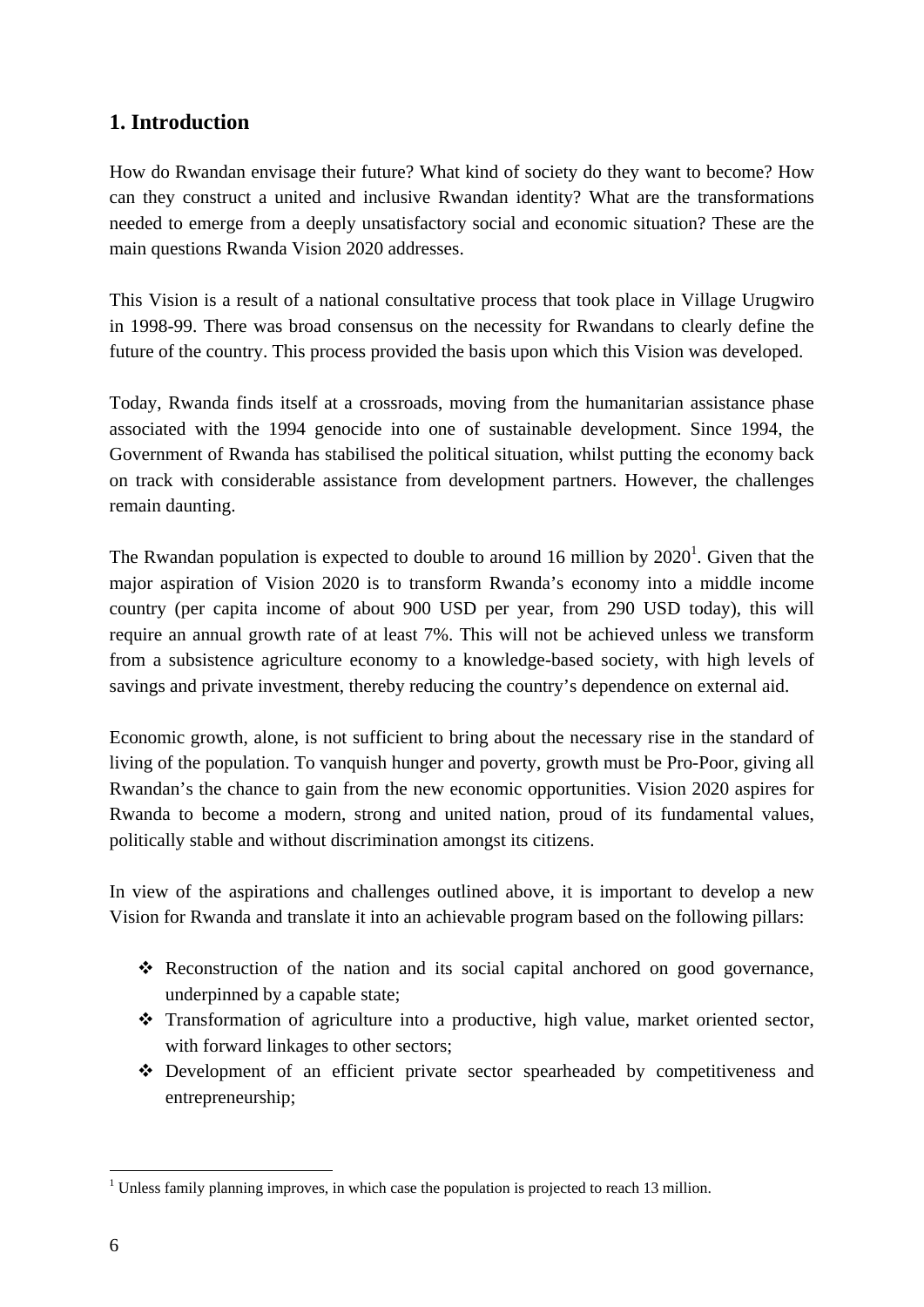## 1. Introduction

How do Rwandan envisage their future? What kind of society do they want to become? How can they construct a united and inclusive Rwandan identity? What are the transformations needed to emerge from a deeply unsatisfactory social and economic situation? These are the main questions Rwanda Vision 2020 addresses.

This Vision is a result of a national consultative process that took place in Village Urugwiro in 1998-99. There was broad consensus on the necessity for Rwandans to clearly define the future of the country. This process provided the basis upon which this Vision was developed.

Today, Rwanda finds itself at a crossroads, moving from the humanitarian assistance phase associated with the 1994 genocide into one of sustainable development. Since 1994, the Government of Rwanda has stabilised the political situation, whilst putting the economy back on track with considerable assistance from development partners. However, the challenges remain daunting.

The Rwandan population is expected to double to around 16 million by 2020[1]. Given that the major aspiration of Vision 2020 is to transform Rwanda's economy into a middle income country (per capita income of about 900 USD per year, from 290 USD today), this will require an annual growth rate of at least 7%. This will not be achieved unless we transform from a subsistence agriculture economy to a knowledge-based society, with high levels of savings and private investment, thereby reducing the country's dependence on external aid.

Economic growth, alone, is not sufficient to bring about the necessary rise in the standard of living of the population. To vanquish hunger and poverty, growth must be Pro-Poor, giving all Rwandan's the chance to gain from the new economic opportunities. Vision 2020 aspires for Rwanda to become a modern, strong and united nation, proud of its fundamental values, politically stable and without discrimination amongst its citizens.

In view of the aspirations and challenges outlined above, it is important to develop a new Vision for Rwanda and translate it into an achievable program based on the following pillars:

- Reconstruction of the nation and its social capital anchored on good governance, underpinned by a capable state;
- Transformation of agriculture into a productive, high value, market oriented sector, with forward linkages to other sectors;
- Development of an efficient private sector spearheaded by competitiveness and entrepreneurship;

[1] Unless family planning improves, in which case the population is projected to reach 13 million.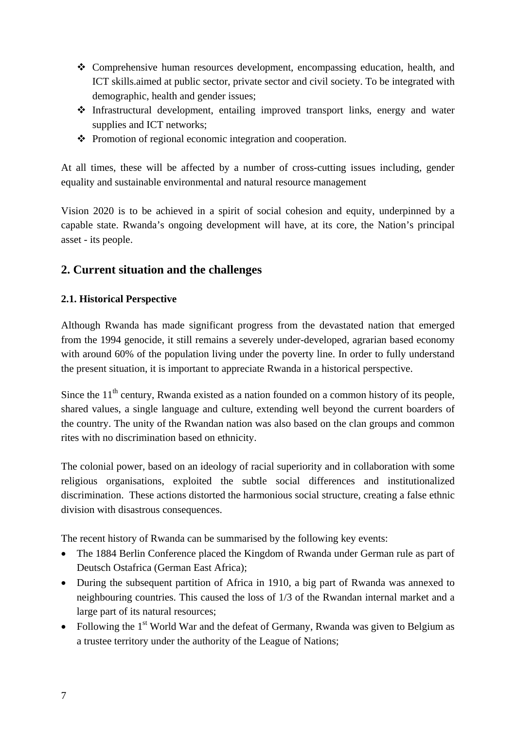- Comprehensive human resources development, encompassing education, health, and ICT skills.aimed at public sector, private sector and civil society. To be integrated with demographic, health and gender issues;
- Infrastructural development, entailing improved transport links, energy and water supplies and ICT networks;
- Promotion of regional economic integration and cooperation.

At all times, these will be affected by a number of cross-cutting issues including, gender equality and sustainable environmental and natural resource management

Vision 2020 is to be achieved in a spirit of social cohesion and equity, underpinned by a capable state. Rwanda's ongoing development will have, at its core, the Nation's principal asset - its people.

## 2. Current situation and the challenges

### 2.1. Historical Perspective

Although Rwanda has made significant progress from the devastated nation that emerged from the 1994 genocide, it still remains a severely under-developed, agrarian based economy with around 60% of the population living under the poverty line. In order to fully understand the present situation, it is important to appreciate Rwanda in a historical perspective.

Since the 11th century, Rwanda existed as a nation founded on a common history of its people, shared values, a single language and culture, extending well beyond the current boarders of the country. The unity of the Rwandan nation was also based on the clan groups and common rites with no discrimination based on ethnicity.

The colonial power, based on an ideology of racial superiority and in collaboration with some religious organisations, exploited the subtle social differences and institutionalized discrimination. These actions distorted the harmonious social structure, creating a false ethnic division with disastrous consequences.

The recent history of Rwanda can be summarised by the following key events:

- The 1884 Berlin Conference placed the Kingdom of Rwanda under German rule as part of Deutsch Ostafrica (German East Africa);
- During the subsequent partition of Africa in 1910, a big part of Rwanda was annexed to neighbouring countries. This caused the loss of 1/3 of the Rwandan internal market and a large part of its natural resources;
- Following the 1st World War and the defeat of Germany, Rwanda was given to Belgium as a trustee territory under the authority of the League of Nations;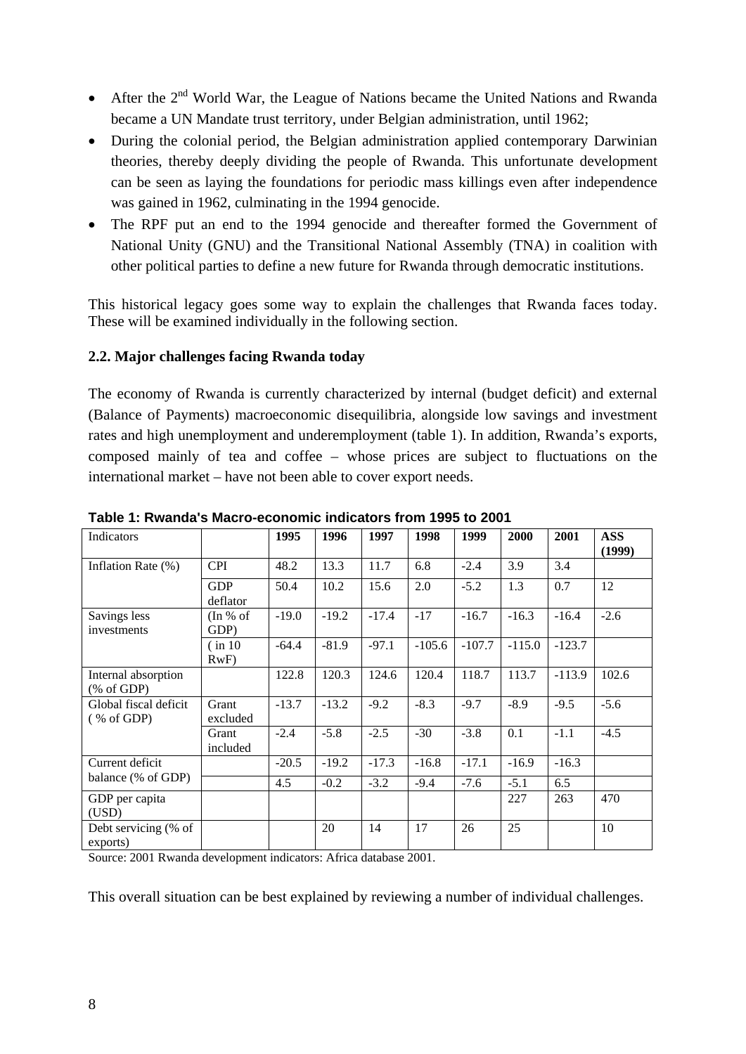- After the 2nd World War, the League of Nations became the United Nations and Rwanda became a UN Mandate trust territory, under Belgian administration, until 1962;
- During the colonial period, the Belgian administration applied contemporary Darwinian theories, thereby deeply dividing the people of Rwanda. This unfortunate development can be seen as laying the foundations for periodic mass killings even after independence was gained in 1962, culminating in the 1994 genocide.
- The RPF put an end to the 1994 genocide and thereafter formed the Government of National Unity (GNU) and the Transitional National Assembly (TNA) in coalition with other political parties to define a new future for Rwanda through democratic institutions.

This historical legacy goes some way to explain the challenges that Rwanda faces today. These will be examined individually in the following section.

### 2.2. Major challenges facing Rwanda today

The economy of Rwanda is currently characterized by internal (budget deficit) and external (Balance of Payments) macroeconomic disequilibria, alongside low savings and investment rates and high unemployment and underemployment (table 1). In addition, Rwanda's exports, composed mainly of tea and coffee – whose prices are subject to fluctuations on the international market – have not been able to cover export needs.

**Table 1: Rwanda's Macro-economic indicators from 1995 to 2001**

| Indicators | | 1995 | 1996 | 1997 | 1998 | 1999 | 2000 | 2001 | ASS (1999) |
|---|---|---|---|---|---|---|---|---|---|
| Inflation Rate (%) | CPI | 48.2 | 13.3 | 11.7 | 6.8 | -2.4 | 3.9 | 3.4 | |
| | GDP deflator | 50.4 | 10.2 | 15.6 | 2.0 | -5.2 | 1.3 | 0.7 | 12 |
| Savings less investments | (In % of GDP) | -19.0 | -19.2 | -17.4 | -17 | -16.7 | -16.3 | -16.4 | -2.6 |
| | ( in 10 RwF) | -64.4 | -81.9 | -97.1 | -105.6 | -107.7 | -115.0 | -123.7 | |
| Internal absorption (% of GDP) | | 122.8 | 120.3 | 124.6 | 120.4 | 118.7 | 113.7 | -113.9 | 102.6 |
| Global fiscal deficit ( % of GDP) | Grant excluded | -13.7 | -13.2 | -9.2 | -8.3 | -9.7 | -8.9 | -9.5 | -5.6 |
| | Grant included | -2.4 | -5.8 | -2.5 | -30 | -3.8 | 0.1 | -1.1 | -4.5 |
| Current deficit balance (% of GDP) | | -20.5 | -19.2 | -17.3 | -16.8 | -17.1 | -16.9 | -16.3 | |
| | | 4.5 | -0.2 | -3.2 | -9.4 | -7.6 | -5.1 | 6.5 | |
| GDP per capita (USD) | | | | | | | 227 | 263 | 470 |
| Debt servicing (% of exports) | | | 20 | 14 | 17 | 26 | 25 | | 10 |

Source: 2001 Rwanda development indicators: Africa database 2001.

This overall situation can be best explained by reviewing a number of individual challenges.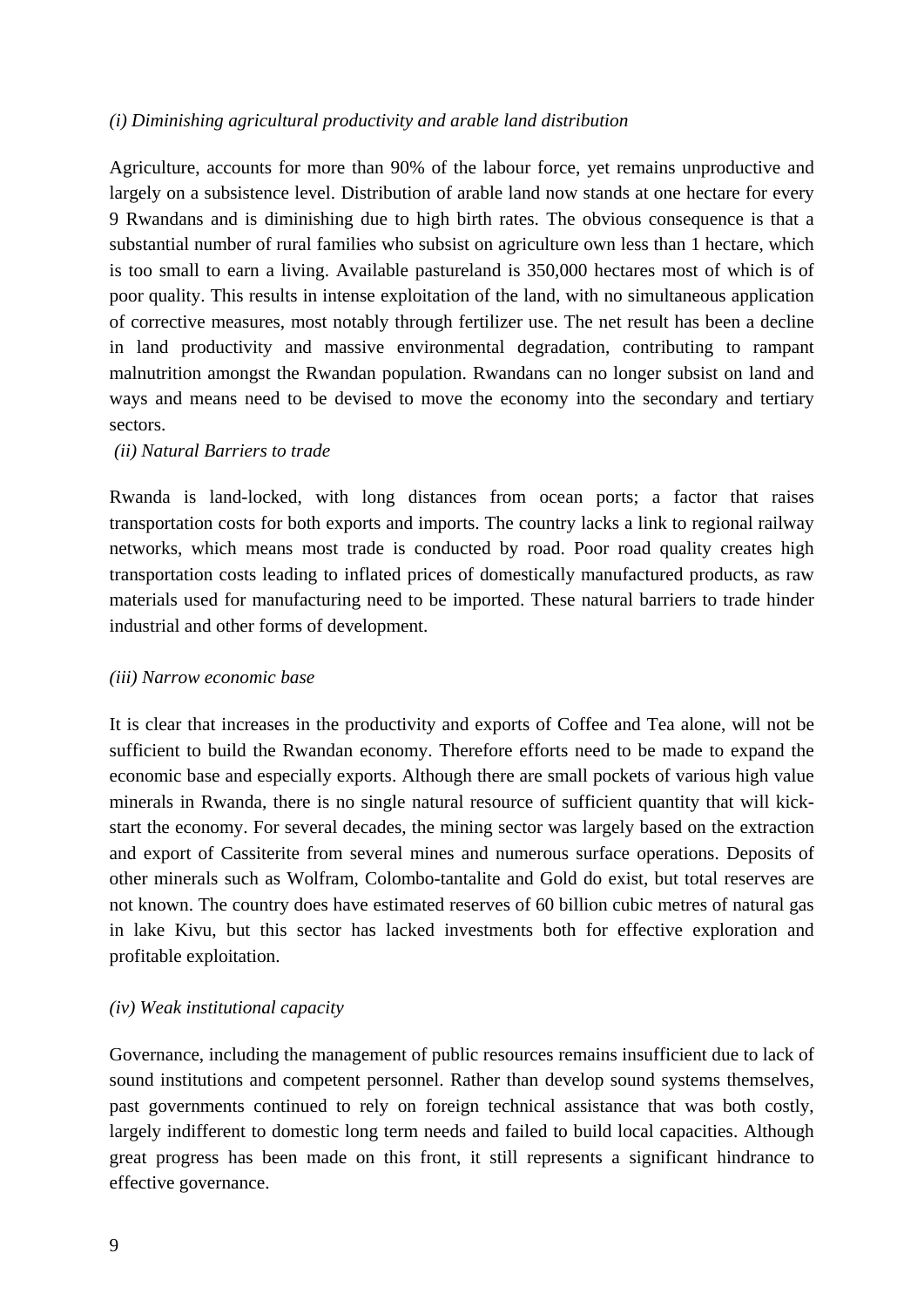*(i) Diminishing agricultural productivity and arable land distribution*

Agriculture, accounts for more than 90% of the labour force, yet remains unproductive and largely on a subsistence level. Distribution of arable land now stands at one hectare for every 9 Rwandans and is diminishing due to high birth rates. The obvious consequence is that a substantial number of rural families who subsist on agriculture own less than 1 hectare, which is too small to earn a living. Available pastureland is 350,000 hectares most of which is of poor quality. This results in intense exploitation of the land, with no simultaneous application of corrective measures, most notably through fertilizer use. The net result has been a decline in land productivity and massive environmental degradation, contributing to rampant malnutrition amongst the Rwandan population. Rwandans can no longer subsist on land and ways and means need to be devised to move the economy into the secondary and tertiary sectors.

*(ii) Natural Barriers to trade*

Rwanda is land-locked, with long distances from ocean ports; a factor that raises transportation costs for both exports and imports. The country lacks a link to regional railway networks, which means most trade is conducted by road. Poor road quality creates high transportation costs leading to inflated prices of domestically manufactured products, as raw materials used for manufacturing need to be imported. These natural barriers to trade hinder industrial and other forms of development.

*(iii) Narrow economic base*

It is clear that increases in the productivity and exports of Coffee and Tea alone, will not be sufficient to build the Rwandan economy. Therefore efforts need to be made to expand the economic base and especially exports. Although there are small pockets of various high value minerals in Rwanda, there is no single natural resource of sufficient quantity that will kick-start the economy. For several decades, the mining sector was largely based on the extraction and export of Cassiterite from several mines and numerous surface operations. Deposits of other minerals such as Wolfram, Colombo-tantalite and Gold do exist, but total reserves are not known. The country does have estimated reserves of 60 billion cubic metres of natural gas in lake Kivu, but this sector has lacked investments both for effective exploration and profitable exploitation.

*(iv) Weak institutional capacity*

Governance, including the management of public resources remains insufficient due to lack of sound institutions and competent personnel. Rather than develop sound systems themselves, past governments continued to rely on foreign technical assistance that was both costly, largely indifferent to domestic long term needs and failed to build local capacities. Although great progress has been made on this front, it still represents a significant hindrance to effective governance.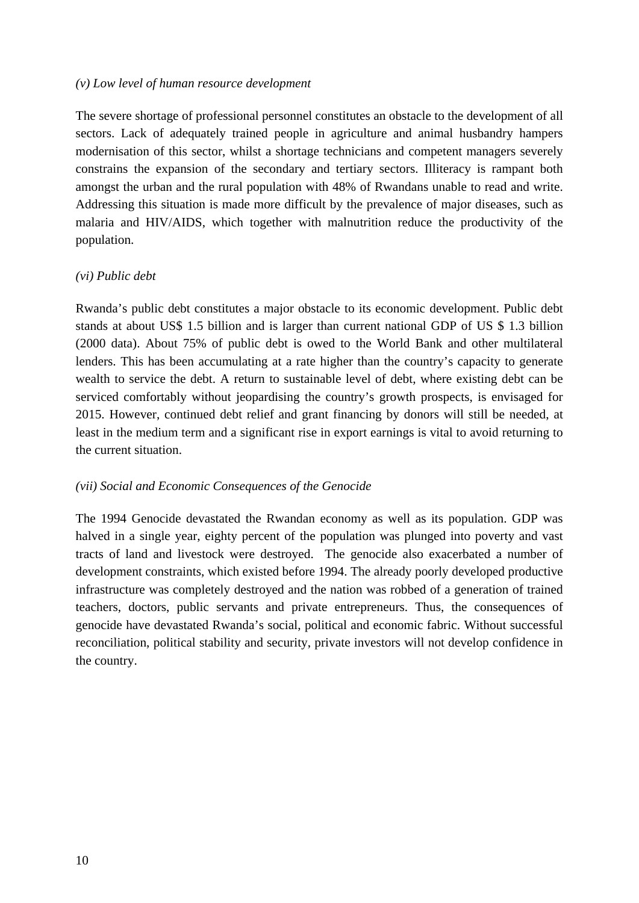*(v) Low level of human resource development*

The severe shortage of professional personnel constitutes an obstacle to the development of all sectors. Lack of adequately trained people in agriculture and animal husbandry hampers modernisation of this sector, whilst a shortage technicians and competent managers severely constrains the expansion of the secondary and tertiary sectors. Illiteracy is rampant both amongst the urban and the rural population with 48% of Rwandans unable to read and write. Addressing this situation is made more difficult by the prevalence of major diseases, such as malaria and HIV/AIDS, which together with malnutrition reduce the productivity of the population.

*(vi) Public debt*

Rwanda's public debt constitutes a major obstacle to its economic development. Public debt stands at about US$ 1.5 billion and is larger than current national GDP of US $ 1.3 billion (2000 data). About 75% of public debt is owed to the World Bank and other multilateral lenders. This has been accumulating at a rate higher than the country's capacity to generate wealth to service the debt. A return to sustainable level of debt, where existing debt can be serviced comfortably without jeopardising the country's growth prospects, is envisaged for 2015. However, continued debt relief and grant financing by donors will still be needed, at least in the medium term and a significant rise in export earnings is vital to avoid returning to the current situation.

*(vii) Social and Economic Consequences of the Genocide*

The 1994 Genocide devastated the Rwandan economy as well as its population. GDP was halved in a single year, eighty percent of the population was plunged into poverty and vast tracts of land and livestock were destroyed. The genocide also exacerbated a number of development constraints, which existed before 1994. The already poorly developed productive infrastructure was completely destroyed and the nation was robbed of a generation of trained teachers, doctors, public servants and private entrepreneurs. Thus, the consequences of genocide have devastated Rwanda's social, political and economic fabric. Without successful reconciliation, political stability and security, private investors will not develop confidence in the country.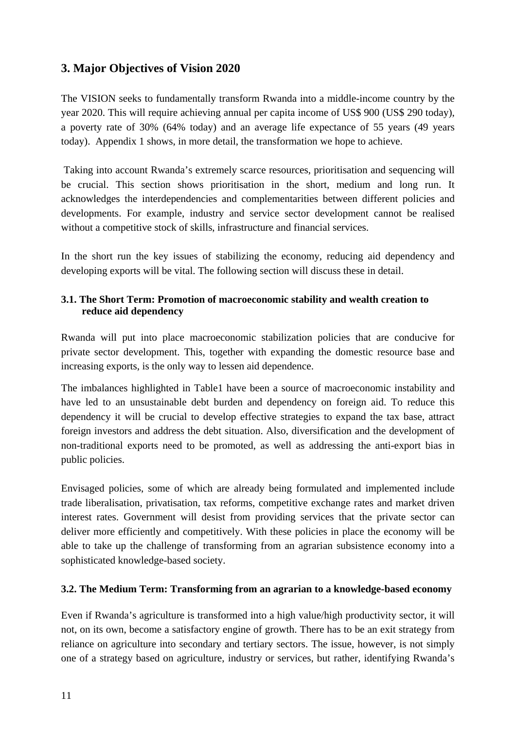## 3. Major Objectives of Vision 2020

The VISION seeks to fundamentally transform Rwanda into a middle-income country by the year 2020. This will require achieving annual per capita income of US$ 900 (US$ 290 today), a poverty rate of 30% (64% today) and an average life expectancy of 55 years (49 years today). Appendix 1 shows, in more detail, the transformation we hope to achieve.

Taking into account Rwanda's extremely scarce resources, prioritisation and sequencing will be crucial. This section shows prioritisation in the short, medium and long run. It acknowledges the interdependencies and complementarities between different policies and developments. For example, industry and service sector development cannot be realised without a competitive stock of skills, infrastructure and financial services.

In the short run the key issues of stabilizing the economy, reducing aid dependency and developing exports will be vital. The following section will discuss these in detail.

### 3.1. The Short Term: Promotion of macroeconomic stability and wealth creation to reduce aid dependency

Rwanda will put into place macroeconomic stabilization policies that are conducive for private sector development. This, together with expanding the domestic resource base and increasing exports, is the only way to lessen aid dependence.

The imbalances highlighted in Table1 have been a source of macroeconomic instability and have led to an unsustainable debt burden and dependency on foreign aid. To reduce this dependency it will be crucial to develop effective strategies to expand the tax base, attract foreign investors and address the debt situation. Also, diversification and the development of non-traditional exports need to be promoted, as well as addressing the anti-export bias in public policies.

Envisaged policies, some of which are already being formulated and implemented include trade liberalisation, privatisation, tax reforms, competitive exchange rates and market driven interest rates. Government will desist from providing services that the private sector can deliver more efficiently and competitively. With these policies in place the economy will be able to take up the challenge of transforming from an agrarian subsistence economy into a sophisticated knowledge-based society.

### 3.2. The Medium Term: Transforming from an agrarian to a knowledge-based economy

Even if Rwanda's agriculture is transformed into a high value/high productivity sector, it will not, on its own, become a satisfactory engine of growth. There has to be an exit strategy from reliance on agriculture into secondary and tertiary sectors. The issue, however, is not simply one of a strategy based on agriculture, industry or services, but rather, identifying Rwanda's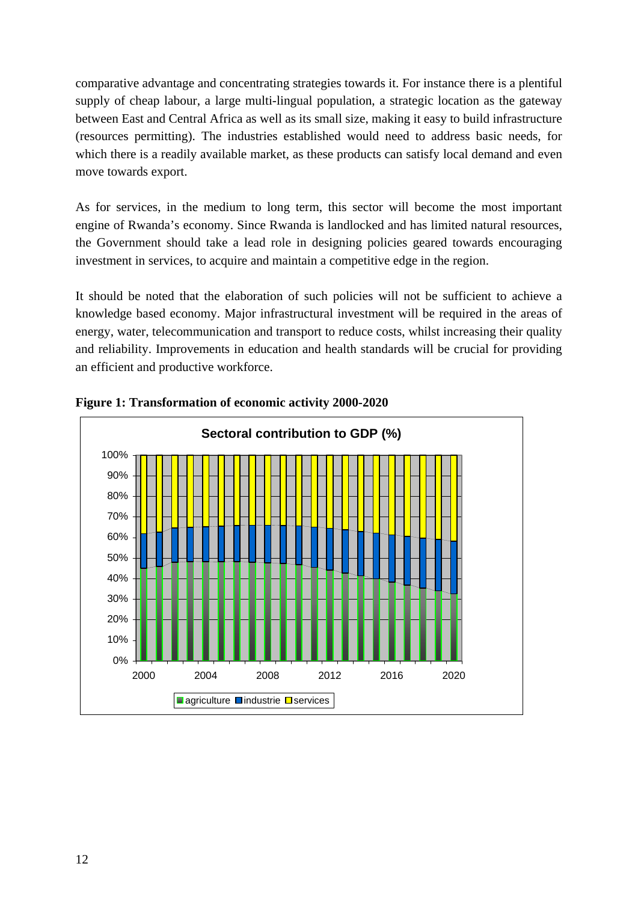comparative advantage and concentrating strategies towards it. For instance there is a plentiful supply of cheap labour, a large multi-lingual population, a strategic location as the gateway between East and Central Africa as well as its small size, making it easy to build infrastructure (resources permitting). The industries established would need to address basic needs, for which there is a readily available market, as these products can satisfy local demand and even move towards export.

As for services, in the medium to long term, this sector will become the most important engine of Rwanda's economy. Since Rwanda is landlocked and has limited natural resources, the Government should take a lead role in designing policies geared towards encouraging investment in services, to acquire and maintain a competitive edge in the region.

It should be noted that the elaboration of such policies will not be sufficient to achieve a knowledge based economy. Major infrastructural investment will be required in the areas of energy, water, telecommunication and transport to reduce costs, whilst increasing their quality and reliability. Improvements in education and health standards will be crucial for providing an efficient and productive workforce.

**Figure 1: Transformation of economic activity 2000-2020**

Sectoral contribution to GDP (%)

agriculture | industrie | services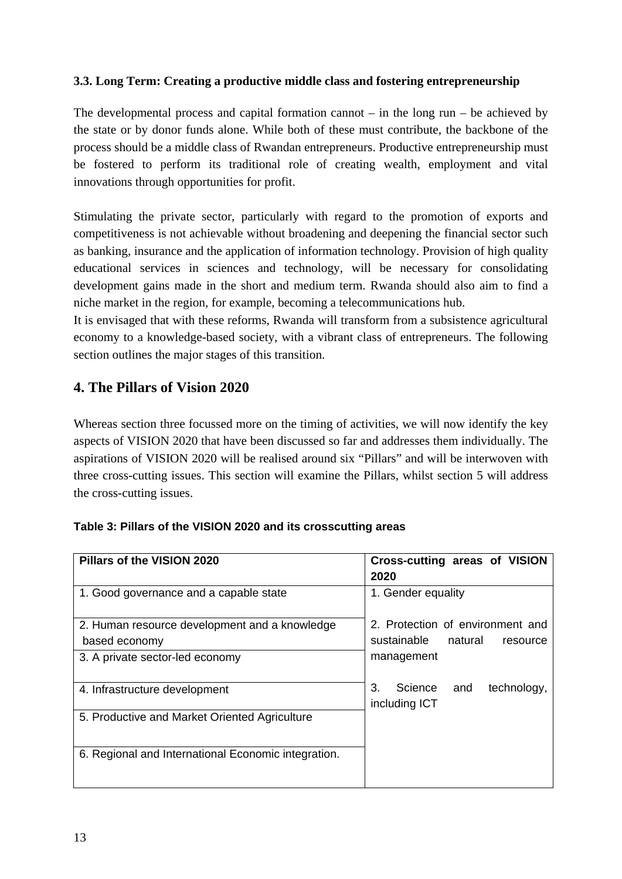### 3.3. Long Term: Creating a productive middle class and fostering entrepreneurship

The developmental process and capital formation cannot – in the long run – be achieved by the state or by donor funds alone. While both of these must contribute, the backbone of the process should be a middle class of Rwandan entrepreneurs. Productive entrepreneurship must be fostered to perform its traditional role of creating wealth, employment and vital innovations through opportunities for profit.

Stimulating the private sector, particularly with regard to the promotion of exports and competitiveness is not achievable without broadening and deepening the financial sector such as banking, insurance and the application of information technology. Provision of high quality educational services in sciences and technology, will be necessary for consolidating development gains made in the short and medium term. Rwanda should also aim to find a niche market in the region, for example, becoming a telecommunications hub.

It is envisaged that with these reforms, Rwanda will transform from a subsistence agricultural economy to a knowledge-based society, with a vibrant class of entrepreneurs. The following section outlines the major stages of this transition.

## 4. The Pillars of Vision 2020

Whereas section three focussed more on the timing of activities, we will now identify the key aspects of VISION 2020 that have been discussed so far and addresses them individually. The aspirations of VISION 2020 will be realised around six "Pillars" and will be interwoven with three cross-cutting issues. This section will examine the Pillars, whilst section 5 will address the cross-cutting issues.

**Table 3: Pillars of the VISION 2020 and its crosscutting areas**

| Pillars of the VISION 2020 | Cross-cutting areas of VISION 2020 |
|---|---|
| 1. Good governance and a capable state | 1. Gender equality |
| 2. Human resource development and a knowledge based economy | 2. Protection of environment and sustainable natural resource management |
| 3. A private sector-led economy | |
| 4. Infrastructure development | 3. Science and technology, including ICT |
| 5. Productive and Market Oriented Agriculture | |
| 6. Regional and International Economic integration. | |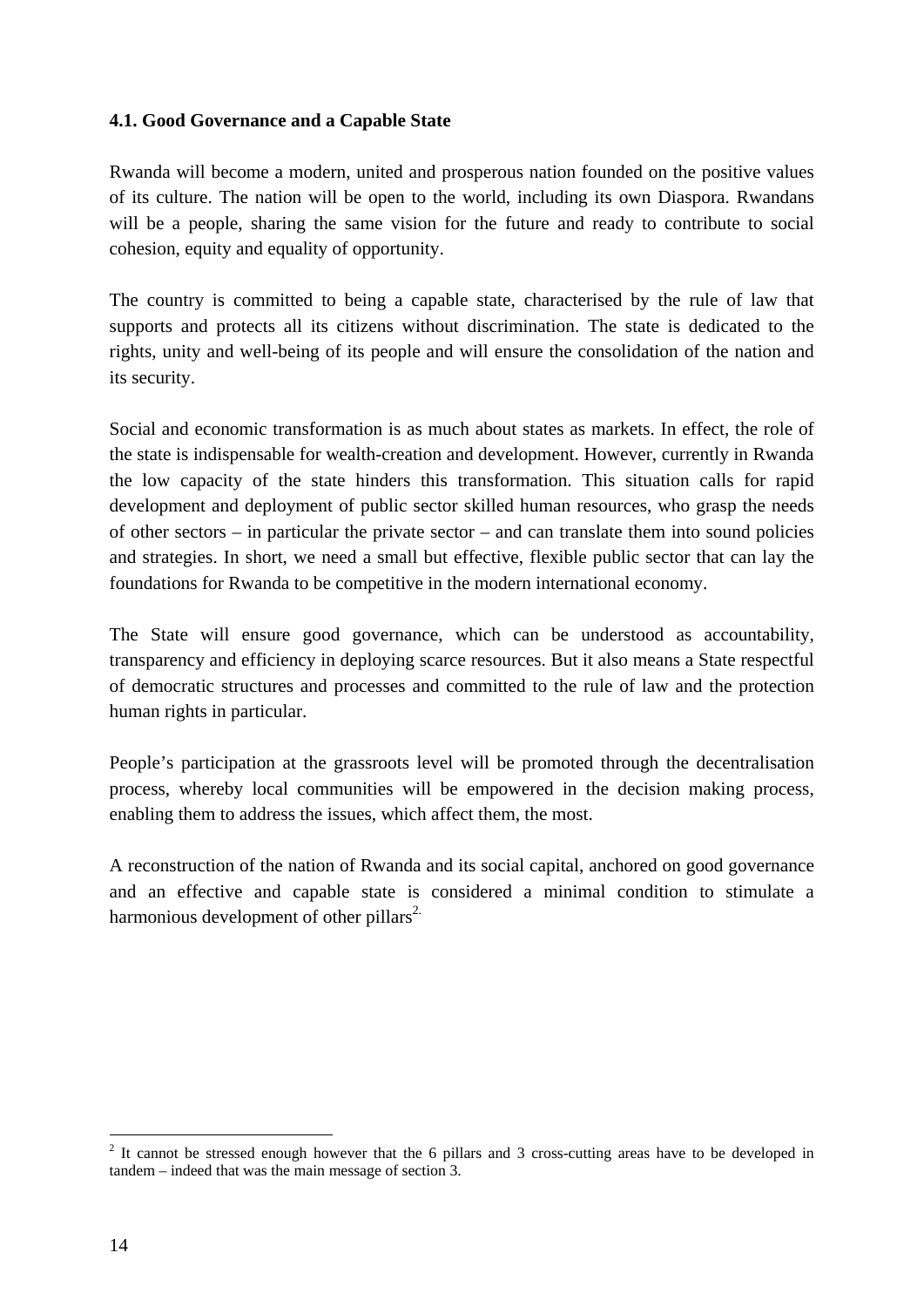### 4.1. Good Governance and a Capable State

Rwanda will become a modern, united and prosperous nation founded on the positive values of its culture. The nation will be open to the world, including its own Diaspora. Rwandans will be a people, sharing the same vision for the future and ready to contribute to social cohesion, equity and equality of opportunity.

The country is committed to being a capable state, characterised by the rule of law that supports and protects all its citizens without discrimination. The state is dedicated to the rights, unity and well-being of its people and will ensure the consolidation of the nation and its security.

Social and economic transformation is as much about states as markets. In effect, the role of the state is indispensable for wealth-creation and development. However, currently in Rwanda the low capacity of the state hinders this transformation. This situation calls for rapid development and deployment of public sector skilled human resources, who grasp the needs of other sectors – in particular the private sector – and can translate them into sound policies and strategies. In short, we need a small but effective, flexible public sector that can lay the foundations for Rwanda to be competitive in the modern international economy.

The State will ensure good governance, which can be understood as accountability, transparency and efficiency in deploying scarce resources. But it also means a State respectful of democratic structures and processes and committed to the rule of law and the protection human rights in particular.

People's participation at the grassroots level will be promoted through the decentralisation process, whereby local communities will be empowered in the decision making process, enabling them to address the issues, which affect them, the most.

A reconstruction of the nation of Rwanda and its social capital, anchored on good governance and an effective and capable state is considered a minimal condition to stimulate a harmonious development of other pillars[2.]

---

[2] It cannot be stressed enough however that the 6 pillars and 3 cross-cutting areas have to be developed in tandem – indeed that was the main message of section 3.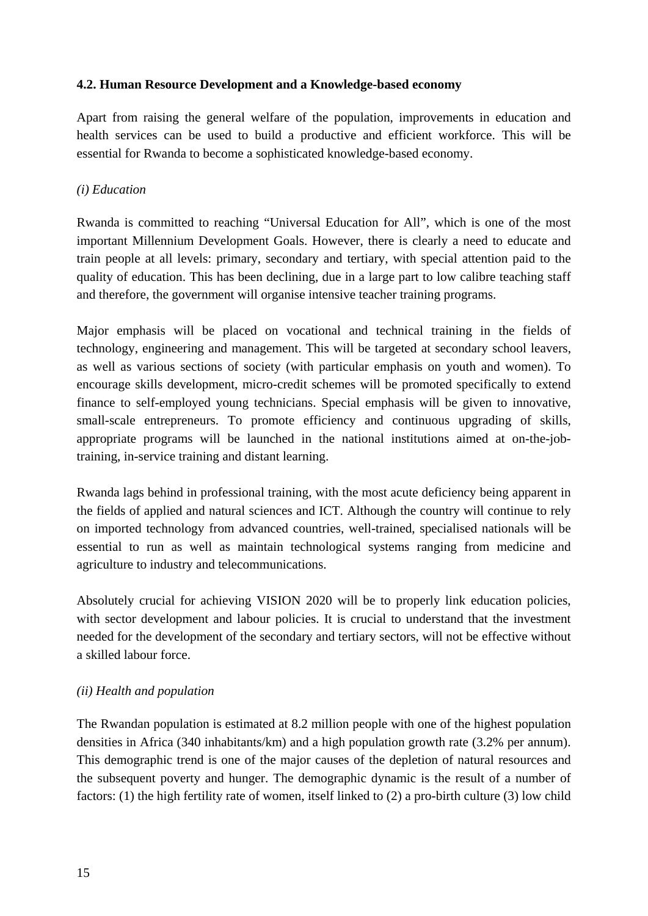#### 4.2. Human Resource Development and a Knowledge-based economy

Apart from raising the general welfare of the population, improvements in education and health services can be used to build a productive and efficient workforce. This will be essential for Rwanda to become a sophisticated knowledge-based economy.

*(i) Education*

Rwanda is committed to reaching "Universal Education for All", which is one of the most important Millennium Development Goals. However, there is clearly a need to educate and train people at all levels: primary, secondary and tertiary, with special attention paid to the quality of education. This has been declining, due in a large part to low calibre teaching staff and therefore, the government will organise intensive teacher training programs.

Major emphasis will be placed on vocational and technical training in the fields of technology, engineering and management. This will be targeted at secondary school leavers, as well as various sections of society (with particular emphasis on youth and women). To encourage skills development, micro-credit schemes will be promoted specifically to extend finance to self-employed young technicians. Special emphasis will be given to innovative, small-scale entrepreneurs. To promote efficiency and continuous upgrading of skills, appropriate programs will be launched in the national institutions aimed at on-the-job-training, in-service training and distant learning.

Rwanda lags behind in professional training, with the most acute deficiency being apparent in the fields of applied and natural sciences and ICT. Although the country will continue to rely on imported technology from advanced countries, well-trained, specialised nationals will be essential to run as well as maintain technological systems ranging from medicine and agriculture to industry and telecommunications.

Absolutely crucial for achieving VISION 2020 will be to properly link education policies, with sector development and labour policies. It is crucial to understand that the investment needed for the development of the secondary and tertiary sectors, will not be effective without a skilled labour force.

*(ii) Health and population*

The Rwandan population is estimated at 8.2 million people with one of the highest population densities in Africa (340 inhabitants/km) and a high population growth rate (3.2% per annum). This demographic trend is one of the major causes of the depletion of natural resources and the subsequent poverty and hunger. The demographic dynamic is the result of a number of factors: (1) the high fertility rate of women, itself linked to (2) a pro-birth culture (3) low child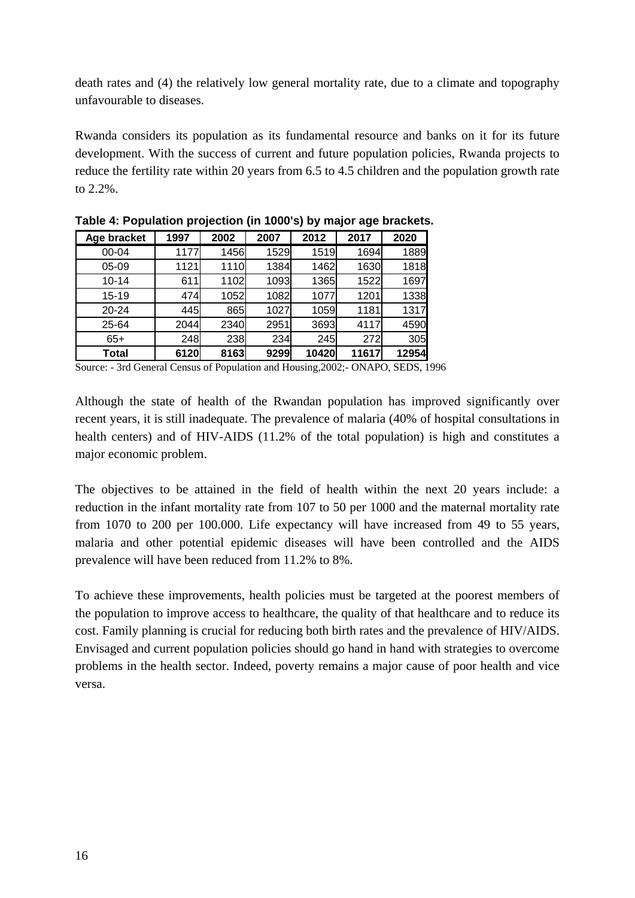death rates and (4) the relatively low general mortality rate, due to a climate and topography unfavourable to diseases.

Rwanda considers its population as its fundamental resource and banks on it for its future development. With the success of current and future population policies, Rwanda projects to reduce the fertility rate within 20 years from 6.5 to 4.5 children and the population growth rate to 2.2%.

**Table 4: Population projection (in 1000's) by major age brackets.**

| Age bracket | 1997 | 2002 | 2007 | 2012 | 2017 | 2020 |
|---|---|---|---|---|---|---|
| 00-04 | 1177 | 1456 | 1529 | 1519 | 1694 | 1889 |
| 05-09 | 1121 | 1110 | 1384 | 1462 | 1630 | 1818 |
| 10-14 | 611 | 1102 | 1093 | 1365 | 1522 | 1697 |
| 15-19 | 474 | 1052 | 1082 | 1077 | 1201 | 1338 |
| 20-24 | 445 | 865 | 1027 | 1059 | 1181 | 1317 |
| 25-64 | 2044 | 2340 | 2951 | 3693 | 4117 | 4590 |
| 65+ | 248 | 238 | 234 | 245 | 272 | 305 |
| **Total** | **6120** | **8163** | **9299** | **10420** | **11617** | **12954** |

Source: - 3rd General Census of Population and Housing,2002;- ONAPO, SEDS, 1996

Although the state of health of the Rwandan population has improved significantly over recent years, it is still inadequate. The prevalence of malaria (40% of hospital consultations in health centers) and of HIV-AIDS (11.2% of the total population) is high and constitutes a major economic problem.

The objectives to be attained in the field of health within the next 20 years include: a reduction in the infant mortality rate from 107 to 50 per 1000 and the maternal mortality rate from 1070 to 200 per 100.000. Life expectancy will have increased from 49 to 55 years, malaria and other potential epidemic diseases will have been controlled and the AIDS prevalence will have been reduced from 11.2% to 8%.

To achieve these improvements, health policies must be targeted at the poorest members of the population to improve access to healthcare, the quality of that healthcare and to reduce its cost. Family planning is crucial for reducing both birth rates and the prevalence of HIV/AIDS. Envisaged and current population policies should go hand in hand with strategies to overcome problems in the health sector. Indeed, poverty remains a major cause of poor health and vice versa.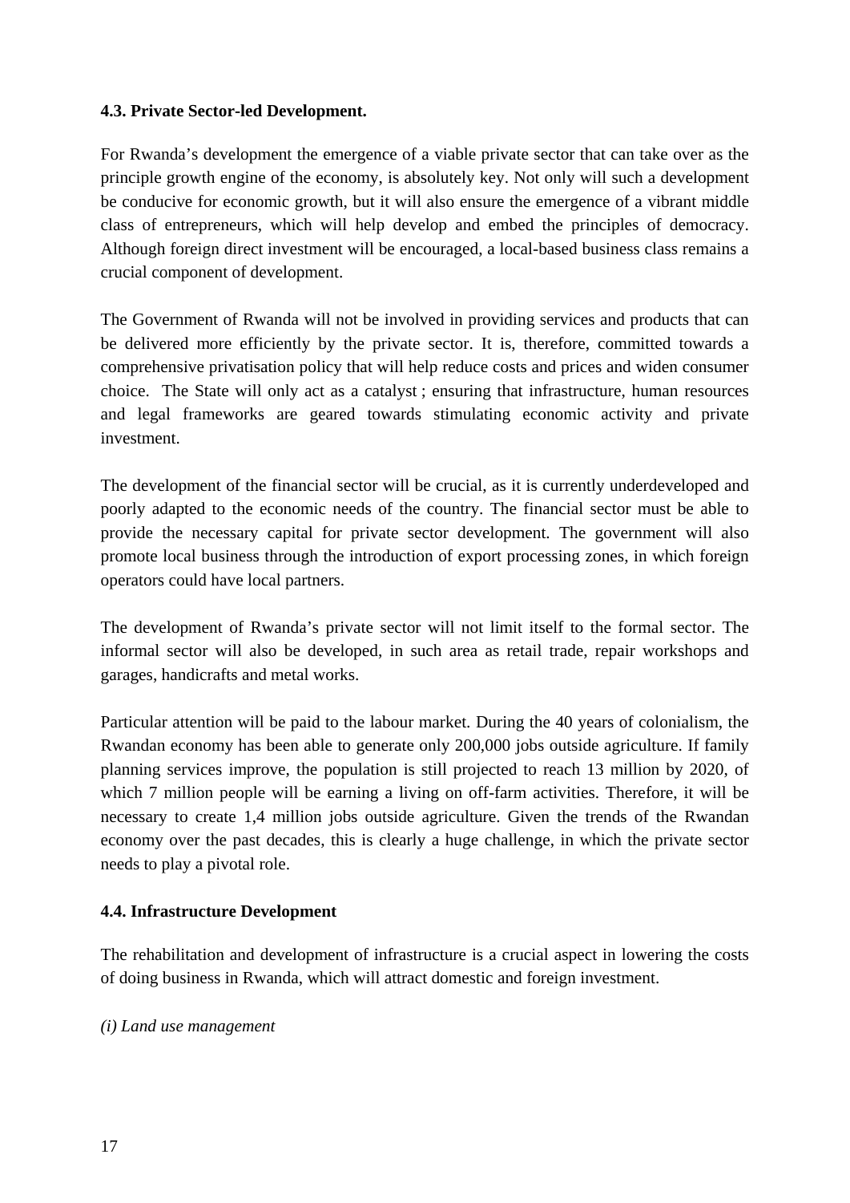### 4.3. Private Sector-led Development.

For Rwanda's development the emergence of a viable private sector that can take over as the principle growth engine of the economy, is absolutely key. Not only will such a development be conducive for economic growth, but it will also ensure the emergence of a vibrant middle class of entrepreneurs, which will help develop and embed the principles of democracy. Although foreign direct investment will be encouraged, a local-based business class remains a crucial component of development.

The Government of Rwanda will not be involved in providing services and products that can be delivered more efficiently by the private sector. It is, therefore, committed towards a comprehensive privatisation policy that will help reduce costs and prices and widen consumer choice. The State will only act as a catalyst ; ensuring that infrastructure, human resources and legal frameworks are geared towards stimulating economic activity and private investment.

The development of the financial sector will be crucial, as it is currently underdeveloped and poorly adapted to the economic needs of the country. The financial sector must be able to provide the necessary capital for private sector development. The government will also promote local business through the introduction of export processing zones, in which foreign operators could have local partners.

The development of Rwanda's private sector will not limit itself to the formal sector. The informal sector will also be developed, in such area as retail trade, repair workshops and garages, handicrafts and metal works.

Particular attention will be paid to the labour market. During the 40 years of colonialism, the Rwandan economy has been able to generate only 200,000 jobs outside agriculture. If family planning services improve, the population is still projected to reach 13 million by 2020, of which 7 million people will be earning a living on off-farm activities. Therefore, it will be necessary to create 1,4 million jobs outside agriculture. Given the trends of the Rwandan economy over the past decades, this is clearly a huge challenge, in which the private sector needs to play a pivotal role.

### 4.4. Infrastructure Development

The rehabilitation and development of infrastructure is a crucial aspect in lowering the costs of doing business in Rwanda, which will attract domestic and foreign investment.

*(i) Land use management*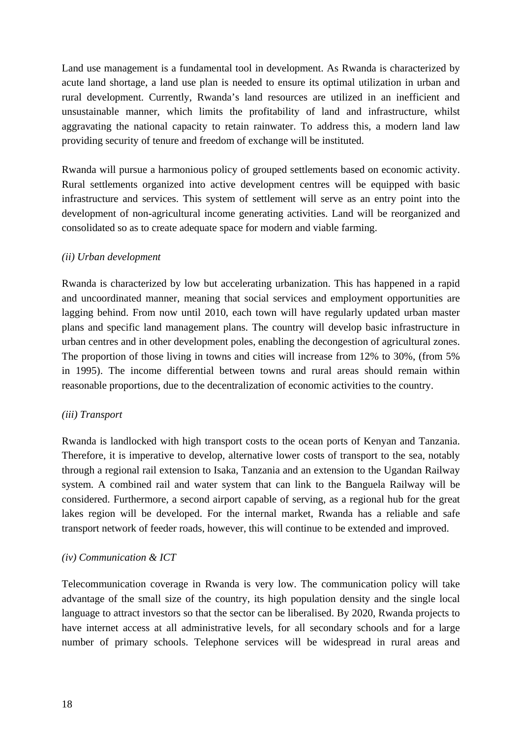Land use management is a fundamental tool in development. As Rwanda is characterized by acute land shortage, a land use plan is needed to ensure its optimal utilization in urban and rural development. Currently, Rwanda's land resources are utilized in an inefficient and unsustainable manner, which limits the profitability of land and infrastructure, whilst aggravating the national capacity to retain rainwater. To address this, a modern land law providing security of tenure and freedom of exchange will be instituted.

Rwanda will pursue a harmonious policy of grouped settlements based on economic activity. Rural settlements organized into active development centres will be equipped with basic infrastructure and services. This system of settlement will serve as an entry point into the development of non-agricultural income generating activities. Land will be reorganized and consolidated so as to create adequate space for modern and viable farming.

*(ii) Urban development*

Rwanda is characterized by low but accelerating urbanization. This has happened in a rapid and uncoordinated manner, meaning that social services and employment opportunities are lagging behind. From now until 2010, each town will have regularly updated urban master plans and specific land management plans. The country will develop basic infrastructure in urban centres and in other development poles, enabling the decongestion of agricultural zones. The proportion of those living in towns and cities will increase from 12% to 30%, (from 5% in 1995). The income differential between towns and rural areas should remain within reasonable proportions, due to the decentralization of economic activities to the country.

*(iii) Transport*

Rwanda is landlocked with high transport costs to the ocean ports of Kenyan and Tanzania. Therefore, it is imperative to develop, alternative lower costs of transport to the sea, notably through a regional rail extension to Isaka, Tanzania and an extension to the Ugandan Railway system. A combined rail and water system that can link to the Banguela Railway will be considered. Furthermore, a second airport capable of serving, as a regional hub for the great lakes region will be developed. For the internal market, Rwanda has a reliable and safe transport network of feeder roads, however, this will continue to be extended and improved.

*(iv) Communication & ICT*

Telecommunication coverage in Rwanda is very low. The communication policy will take advantage of the small size of the country, its high population density and the single local language to attract investors so that the sector can be liberalised. By 2020, Rwanda projects to have internet access at all administrative levels, for all secondary schools and for a large number of primary schools. Telephone services will be widespread in rural areas and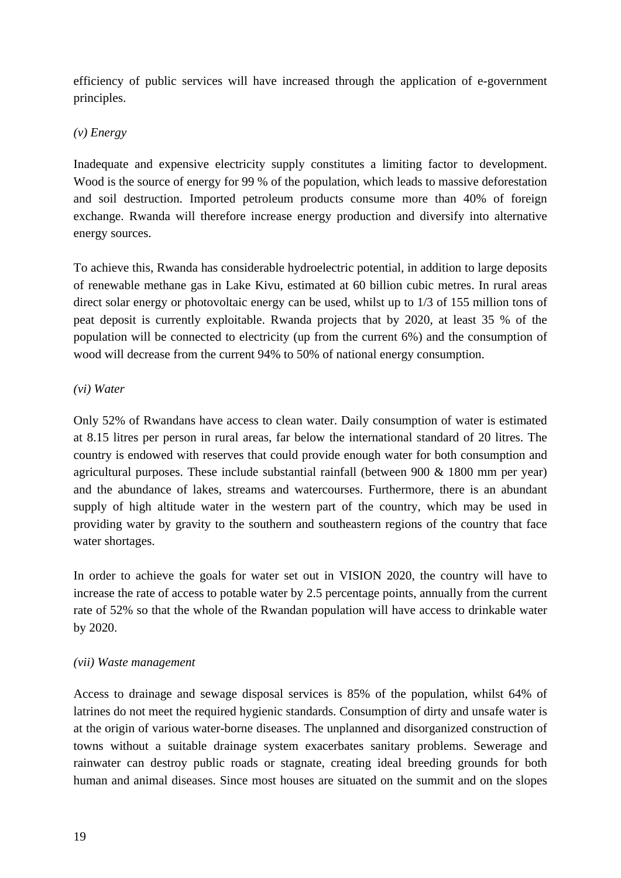efficiency of public services will have increased through the application of e-government principles.

*(v) Energy*

Inadequate and expensive electricity supply constitutes a limiting factor to development. Wood is the source of energy for 99 % of the population, which leads to massive deforestation and soil destruction. Imported petroleum products consume more than 40% of foreign exchange. Rwanda will therefore increase energy production and diversify into alternative energy sources.

To achieve this, Rwanda has considerable hydroelectric potential, in addition to large deposits of renewable methane gas in Lake Kivu, estimated at 60 billion cubic metres. In rural areas direct solar energy or photovoltaic energy can be used, whilst up to 1/3 of 155 million tons of peat deposit is currently exploitable. Rwanda projects that by 2020, at least 35 % of the population will be connected to electricity (up from the current 6%) and the consumption of wood will decrease from the current 94% to 50% of national energy consumption.

*(vi) Water*

Only 52% of Rwandans have access to clean water. Daily consumption of water is estimated at 8.15 litres per person in rural areas, far below the international standard of 20 litres. The country is endowed with reserves that could provide enough water for both consumption and agricultural purposes. These include substantial rainfall (between 900 & 1800 mm per year) and the abundance of lakes, streams and watercourses. Furthermore, there is an abundant supply of high altitude water in the western part of the country, which may be used in providing water by gravity to the southern and southeastern regions of the country that face water shortages.

In order to achieve the goals for water set out in VISION 2020, the country will have to increase the rate of access to potable water by 2.5 percentage points, annually from the current rate of 52% so that the whole of the Rwandan population will have access to drinkable water by 2020.

*(vii) Waste management*

Access to drainage and sewage disposal services is 85% of the population, whilst 64% of latrines do not meet the required hygienic standards. Consumption of dirty and unsafe water is at the origin of various water-borne diseases. The unplanned and disorganized construction of towns without a suitable drainage system exacerbates sanitary problems. Sewerage and rainwater can destroy public roads or stagnate, creating ideal breeding grounds for both human and animal diseases. Since most houses are situated on the summit and on the slopes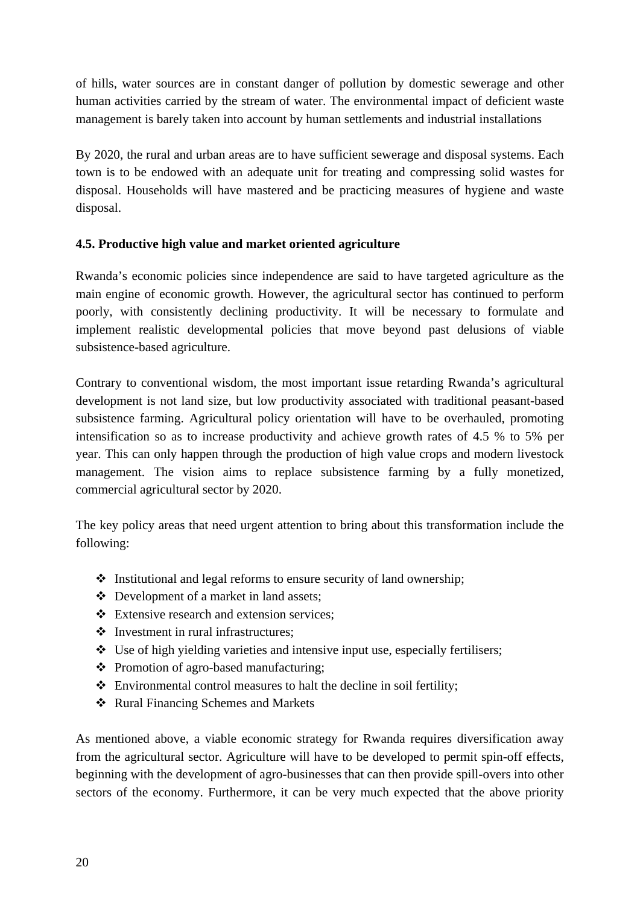of hills, water sources are in constant danger of pollution by domestic sewerage and other human activities carried by the stream of water. The environmental impact of deficient waste management is barely taken into account by human settlements and industrial installations

By 2020, the rural and urban areas are to have sufficient sewerage and disposal systems. Each town is to be endowed with an adequate unit for treating and compressing solid wastes for disposal. Households will have mastered and be practicing measures of hygiene and waste disposal.

### 4.5. Productive high value and market oriented agriculture

Rwanda's economic policies since independence are said to have targeted agriculture as the main engine of economic growth. However, the agricultural sector has continued to perform poorly, with consistently declining productivity. It will be necessary to formulate and implement realistic developmental policies that move beyond past delusions of viable subsistence-based agriculture.

Contrary to conventional wisdom, the most important issue retarding Rwanda's agricultural development is not land size, but low productivity associated with traditional peasant-based subsistence farming. Agricultural policy orientation will have to be overhauled, promoting intensification so as to increase productivity and achieve growth rates of 4.5 % to 5% per year. This can only happen through the production of high value crops and modern livestock management. The vision aims to replace subsistence farming by a fully monetized, commercial agricultural sector by 2020.

The key policy areas that need urgent attention to bring about this transformation include the following:

- Institutional and legal reforms to ensure security of land ownership;
- Development of a market in land assets;
- Extensive research and extension services;
- Investment in rural infrastructures;
- Use of high yielding varieties and intensive input use, especially fertilisers;
- Promotion of agro-based manufacturing;
- Environmental control measures to halt the decline in soil fertility;
- Rural Financing Schemes and Markets

As mentioned above, a viable economic strategy for Rwanda requires diversification away from the agricultural sector. Agriculture will have to be developed to permit spin-off effects, beginning with the development of agro-businesses that can then provide spill-overs into other sectors of the economy. Furthermore, it can be very much expected that the above priority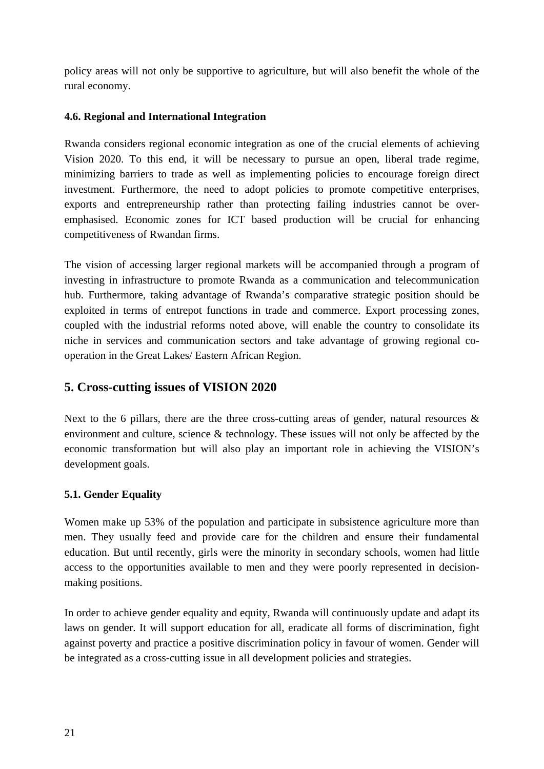policy areas will not only be supportive to agriculture, but will also benefit the whole of the rural economy.

### 4.6. Regional and International Integration

Rwanda considers regional economic integration as one of the crucial elements of achieving Vision 2020. To this end, it will be necessary to pursue an open, liberal trade regime, minimizing barriers to trade as well as implementing policies to encourage foreign direct investment. Furthermore, the need to adopt policies to promote competitive enterprises, exports and entrepreneurship rather than protecting failing industries cannot be over-emphasised. Economic zones for ICT based production will be crucial for enhancing competitiveness of Rwandan firms.

The vision of accessing larger regional markets will be accompanied through a program of investing in infrastructure to promote Rwanda as a communication and telecommunication hub. Furthermore, taking advantage of Rwanda's comparative strategic position should be exploited in terms of entrepot functions in trade and commerce. Export processing zones, coupled with the industrial reforms noted above, will enable the country to consolidate its niche in services and communication sectors and take advantage of growing regional co-operation in the Great Lakes/ Eastern African Region.

## 5. Cross-cutting issues of VISION 2020

Next to the 6 pillars, there are the three cross-cutting areas of gender, natural resources & environment and culture, science & technology. These issues will not only be affected by the economic transformation but will also play an important role in achieving the VISION's development goals.

### 5.1. Gender Equality

Women make up 53% of the population and participate in subsistence agriculture more than men. They usually feed and provide care for the children and ensure their fundamental education. But until recently, girls were the minority in secondary schools, women had little access to the opportunities available to men and they were poorly represented in decision-making positions.

In order to achieve gender equality and equity, Rwanda will continuously update and adapt its laws on gender. It will support education for all, eradicate all forms of discrimination, fight against poverty and practice a positive discrimination policy in favour of women. Gender will be integrated as a cross-cutting issue in all development policies and strategies.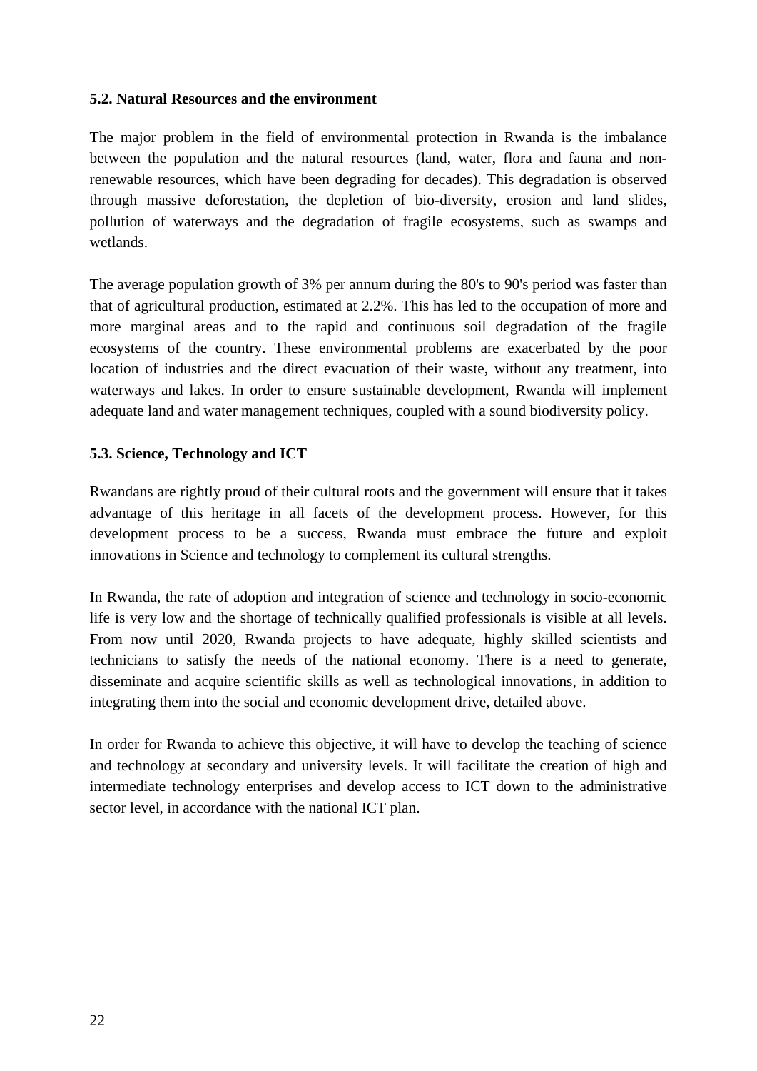### 5.2. Natural Resources and the environment

The major problem in the field of environmental protection in Rwanda is the imbalance between the population and the natural resources (land, water, flora and fauna and non-renewable resources, which have been degrading for decades). This degradation is observed through massive deforestation, the depletion of bio-diversity, erosion and land slides, pollution of waterways and the degradation of fragile ecosystems, such as swamps and wetlands.

The average population growth of 3% per annum during the 80's to 90's period was faster than that of agricultural production, estimated at 2.2%. This has led to the occupation of more and more marginal areas and to the rapid and continuous soil degradation of the fragile ecosystems of the country. These environmental problems are exacerbated by the poor location of industries and the direct evacuation of their waste, without any treatment, into waterways and lakes. In order to ensure sustainable development, Rwanda will implement adequate land and water management techniques, coupled with a sound biodiversity policy.

### 5.3. Science, Technology and ICT

Rwandans are rightly proud of their cultural roots and the government will ensure that it takes advantage of this heritage in all facets of the development process. However, for this development process to be a success, Rwanda must embrace the future and exploit innovations in Science and technology to complement its cultural strengths.

In Rwanda, the rate of adoption and integration of science and technology in socio-economic life is very low and the shortage of technically qualified professionals is visible at all levels. From now until 2020, Rwanda projects to have adequate, highly skilled scientists and technicians to satisfy the needs of the national economy. There is a need to generate, disseminate and acquire scientific skills as well as technological innovations, in addition to integrating them into the social and economic development drive, detailed above.

In order for Rwanda to achieve this objective, it will have to develop the teaching of science and technology at secondary and university levels. It will facilitate the creation of high and intermediate technology enterprises and develop access to ICT down to the administrative sector level, in accordance with the national ICT plan.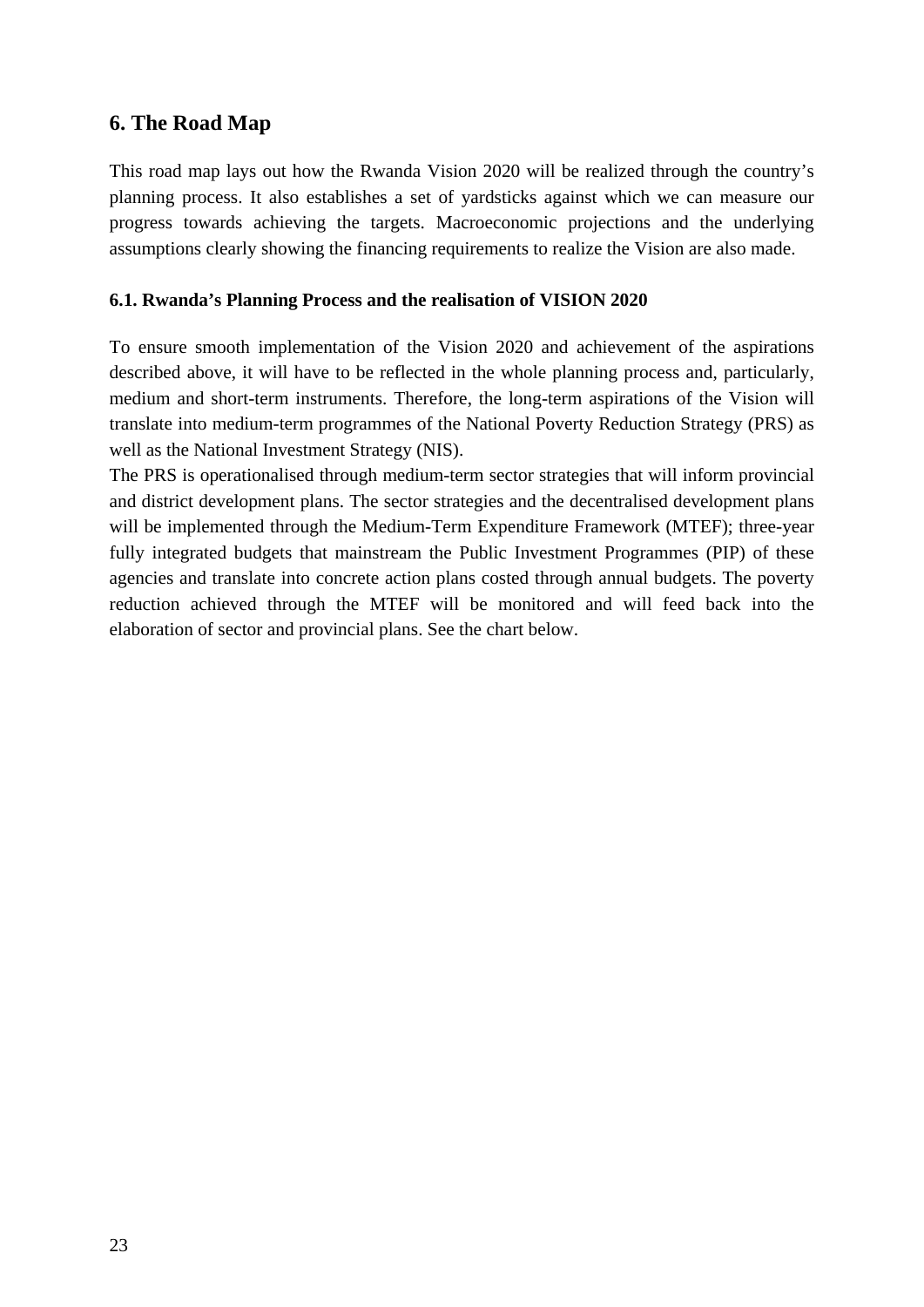## 6. The Road Map

This road map lays out how the Rwanda Vision 2020 will be realized through the country's planning process. It also establishes a set of yardsticks against which we can measure our progress towards achieving the targets. Macroeconomic projections and the underlying assumptions clearly showing the financing requirements to realize the Vision are also made.

### 6.1. Rwanda's Planning Process and the realisation of VISION 2020

To ensure smooth implementation of the Vision 2020 and achievement of the aspirations described above, it will have to be reflected in the whole planning process and, particularly, medium and short-term instruments. Therefore, the long-term aspirations of the Vision will translate into medium-term programmes of the National Poverty Reduction Strategy (PRS) as well as the National Investment Strategy (NIS).

The PRS is operationalised through medium-term sector strategies that will inform provincial and district development plans. The sector strategies and the decentralised development plans will be implemented through the Medium-Term Expenditure Framework (MTEF); three-year fully integrated budgets that mainstream the Public Investment Programmes (PIP) of these agencies and translate into concrete action plans costed through annual budgets. The poverty reduction achieved through the MTEF will be monitored and will feed back into the elaboration of sector and provincial plans. See the chart below.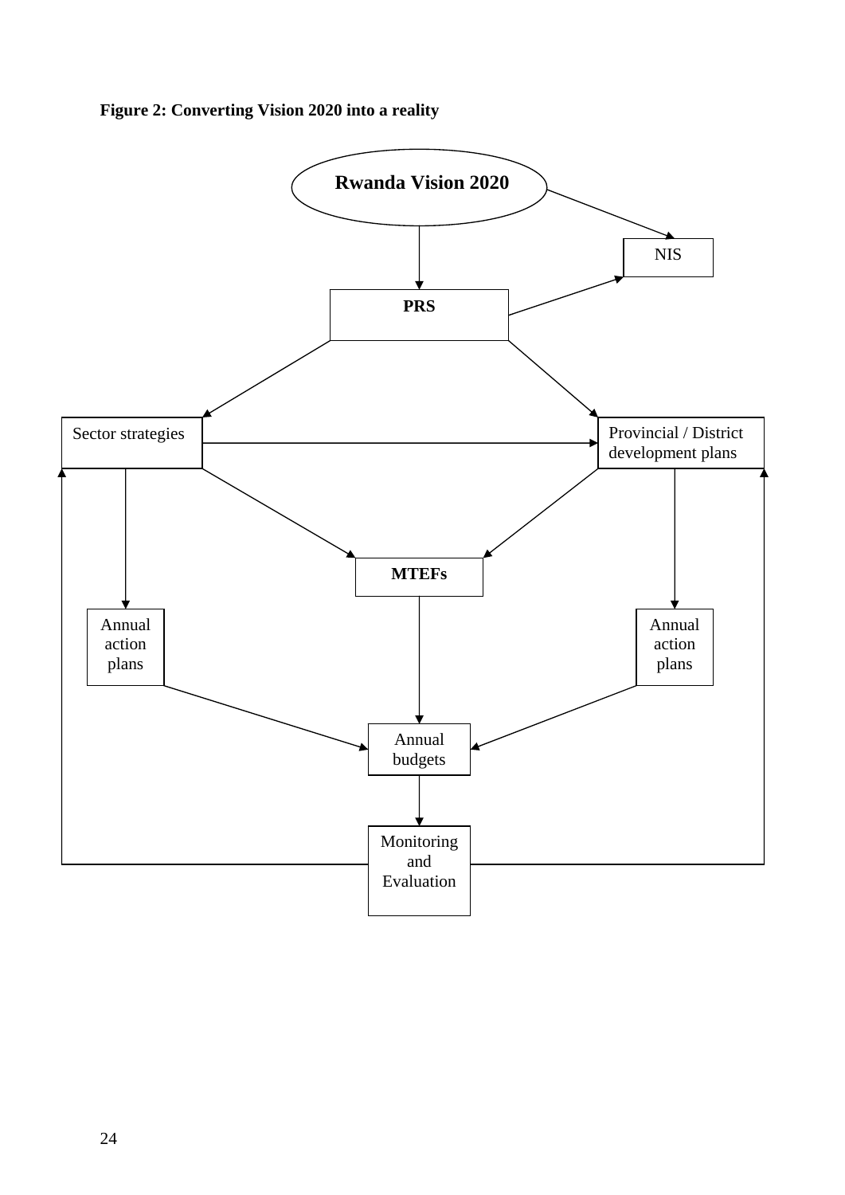**Figure 2: Converting Vision 2020 into a reality**

Rwanda Vision 2020

NIS

PRS

Sector strategies

Provincial / District development plans

MTEFs

Annual action plans

Annual action plans

Annual budgets

Monitoring and Evaluation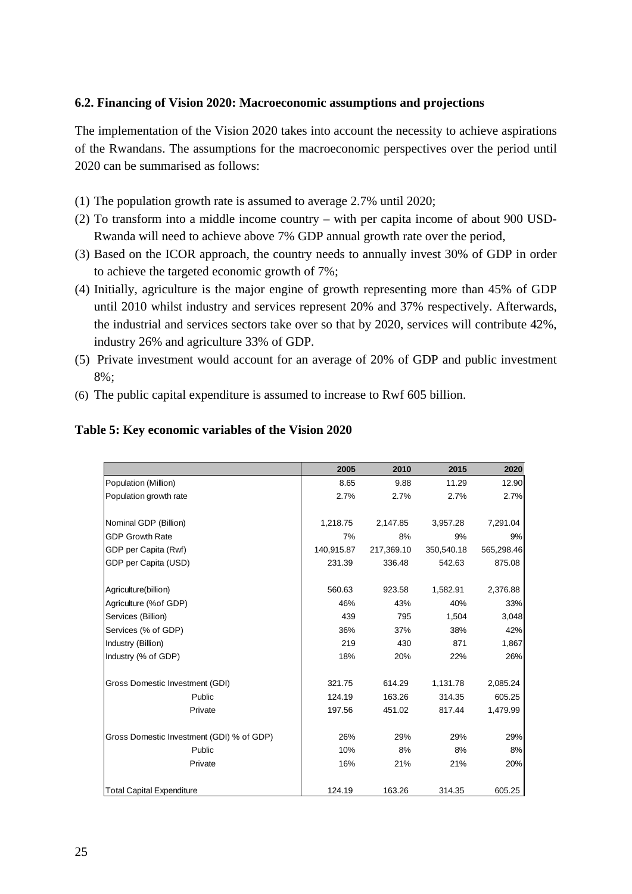### 6.2. Financing of Vision 2020: Macroeconomic assumptions and projections

The implementation of the Vision 2020 takes into account the necessity to achieve aspirations of the Rwandans. The assumptions for the macroeconomic perspectives over the period until 2020 can be summarised as follows:

(1) The population growth rate is assumed to average 2.7% until 2020;

(2) To transform into a middle income country – with per capita income of about 900 USD- Rwanda will need to achieve above 7% GDP annual growth rate over the period,

(3) Based on the ICOR approach, the country needs to annually invest 30% of GDP in order to achieve the targeted economic growth of 7%;

(4) Initially, agriculture is the major engine of growth representing more than 45% of GDP until 2010 whilst industry and services represent 20% and 37% respectively. Afterwards, the industrial and services sectors take over so that by 2020, services will contribute 42%, industry 26% and agriculture 33% of GDP.

(5) Private investment would account for an average of 20% of GDP and public investment 8%;

(6) The public capital expenditure is assumed to increase to Rwf 605 billion.

**Table 5: Key economic variables of the Vision 2020**

| | 2005 | 2010 | 2015 | 2020 |
|---|---|---|---|---|
| Population (Million) | 8.65 | 9.88 | 11.29 | 12.90 |
| Population growth rate | 2.7% | 2.7% | 2.7% | 2.7% |
| | | | | |
| Nominal GDP (Billion) | 1,218.75 | 2,147.85 | 3,957.28 | 7,291.04 |
| GDP Growth Rate | 7% | 8% | 9% | 9% |
| GDP per Capita (Rwf) | 140,915.87 | 217,369.10 | 350,540.18 | 565,298.46 |
| GDP per Capita (USD) | 231.39 | 336.48 | 542.63 | 875.08 |
| | | | | |
| Agriculture(billion) | 560.63 | 923.58 | 1,582.91 | 2,376.88 |
| Agriculture (%of GDP) | 46% | 43% | 40% | 33% |
| Services (Billion) | 439 | 795 | 1,504 | 3,048 |
| Services (% of GDP) | 36% | 37% | 38% | 42% |
| Industry (Billion) | 219 | 430 | 871 | 1,867 |
| Industry (% of GDP) | 18% | 20% | 22% | 26% |
| | | | | |
| Gross Domestic Investment (GDI) | 321.75 | 614.29 | 1,131.78 | 2,085.24 |
| Public | 124.19 | 163.26 | 314.35 | 605.25 |
| Private | 197.56 | 451.02 | 817.44 | 1,479.99 |
| | | | | |
| Gross Domestic Investment (GDI) % of GDP) | 26% | 29% | 29% | 29% |
| Public | 10% | 8% | 8% | 8% |
| Private | 16% | 21% | 21% | 20% |
| | | | | |
| Total Capital Expenditure | 124.19 | 163.26 | 314.35 | 605.25 |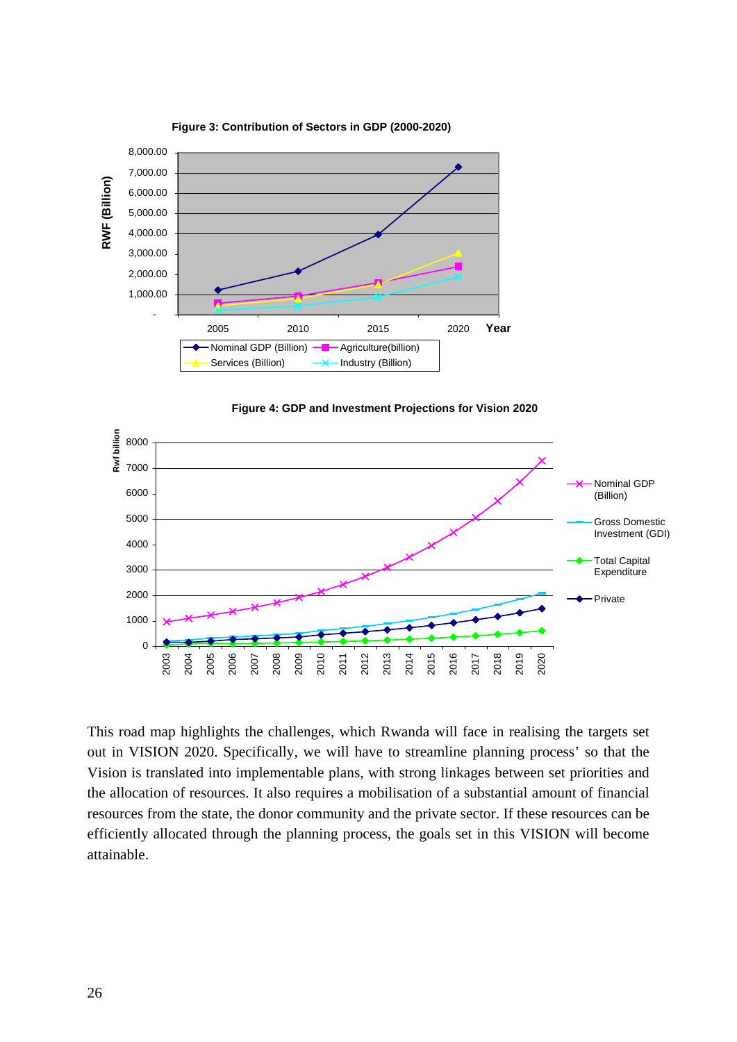**Figure 3: Contribution of Sectors in GDP (2000-2020)**

**Figure 4: GDP and Investment Projections for Vision 2020**

This road map highlights the challenges, which Rwanda will face in realising the targets set out in VISION 2020. Specifically, we will have to streamline planning process' so that the Vision is translated into implementable plans, with strong linkages between set priorities and the allocation of resources. It also requires a mobilisation of a substantial amount of financial resources from the state, the donor community and the private sector. If these resources can be efficiently allocated through the planning process, the goals set in this VISION will become attainable.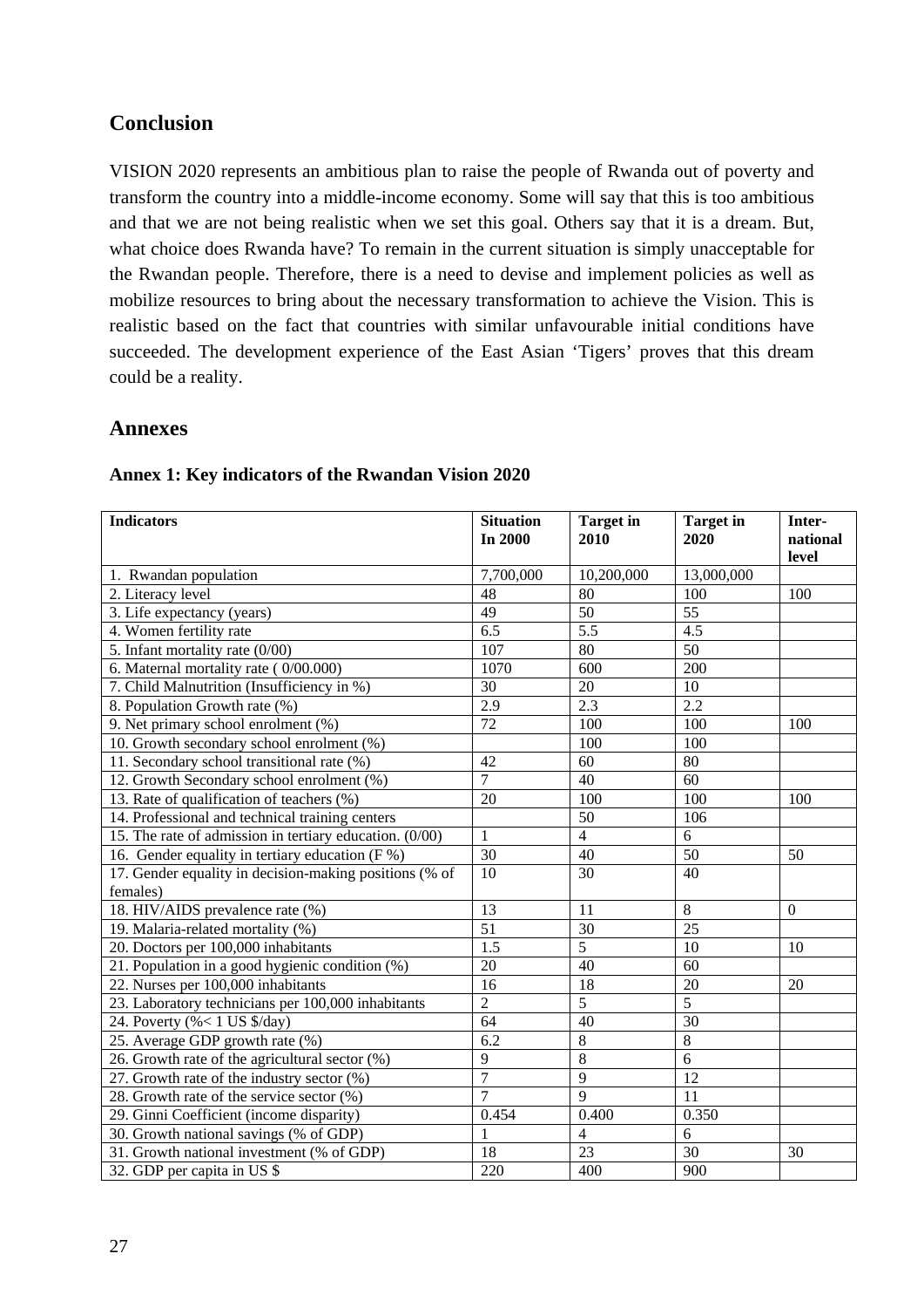## Conclusion

VISION 2020 represents an ambitious plan to raise the people of Rwanda out of poverty and transform the country into a middle-income economy. Some will say that this is too ambitious and that we are not being realistic when we set this goal. Others say that it is a dream. But, what choice does Rwanda have? To remain in the current situation is simply unacceptable for the Rwandan people. Therefore, there is a need to devise and implement policies as well as mobilize resources to bring about the necessary transformation to achieve the Vision. This is realistic based on the fact that countries with similar unfavourable initial conditions have succeeded. The development experience of the East Asian 'Tigers' proves that this dream could be a reality.

## Annexes

### Annex 1: Key indicators of the Rwandan Vision 2020

| Indicators | Situation In 2000 | Target in 2010 | Target in 2020 | Inter-national level |
|---|---|---|---|---|
| 1. Rwandan population | 7,700,000 | 10,200,000 | 13,000,000 | |
| 2. Literacy level | 48 | 80 | 100 | 100 |
| 3. Life expectancy (years) | 49 | 50 | 55 | |
| 4. Women fertility rate | 6.5 | 5.5 | 4.5 | |
| 5. Infant mortality rate (0/00) | 107 | 80 | 50 | |
| 6. Maternal mortality rate ( 0/00.000) | 1070 | 600 | 200 | |
| 7. Child Malnutrition (Insufficiency in %) | 30 | 20 | 10 | |
| 8. Population Growth rate (%) | 2.9 | 2.3 | 2.2 | |
| 9. Net primary school enrolment (%) | 72 | 100 | 100 | 100 |
| 10. Growth secondary school enrolment (%) | | 100 | 100 | |
| 11. Secondary school transitional rate (%) | 42 | 60 | 80 | |
| 12. Growth Secondary school enrolment (%) | 7 | 40 | 60 | |
| 13. Rate of qualification of teachers (%) | 20 | 100 | 100 | 100 |
| 14. Professional and technical training centers | | 50 | 106 | |
| 15. The rate of admission in tertiary education. (0/00) | 1 | 4 | 6 | |
| 16. Gender equality in tertiary education (F %) | 30 | 40 | 50 | 50 |
| 17. Gender equality in decision-making positions (% of females) | 10 | 30 | 40 | |
| 18. HIV/AIDS prevalence rate (%) | 13 | 11 | 8 | 0 |
| 19. Malaria-related mortality (%) | 51 | 30 | 25 | |
| 20. Doctors per 100,000 inhabitants | 1.5 | 5 | 10 | 10 |
| 21. Population in a good hygienic condition (%) | 20 | 40 | 60 | |
| 22. Nurses per 100,000 inhabitants | 16 | 18 | 20 | 20 |
| 23. Laboratory technicians per 100,000 inhabitants | 2 | 5 | 5 | |
| 24. Poverty (%< 1 US $/day) | 64 | 40 | 30 | |
| 25. Average GDP growth rate (%) | 6.2 | 8 | 8 | |
| 26. Growth rate of the agricultural sector (%) | 9 | 8 | 6 | |
| 27. Growth rate of the industry sector (%) | 7 | 9 | 12 | |
| 28. Growth rate of the service sector (%) | 7 | 9 | 11 | |
| 29. Ginni Coefficient (income disparity) | 0.454 | 0.400 | 0.350 | |
| 30. Growth national savings (% of GDP) | 1 | 4 | 6 | |
| 31. Growth national investment (% of GDP) | 18 | 23 | 30 | 30 |
| 32. GDP per capita in US $ | 220 | 400 | 900 | |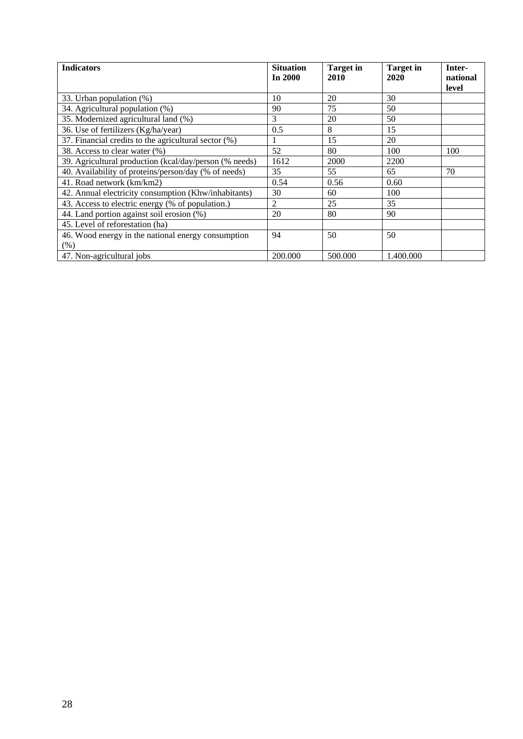| Indicators | Situation In 2000 | Target in 2010 | Target in 2020 | Inter-national level |
|---|---|---|---|---|
| 33. Urban population (%) | 10 | 20 | 30 | |
| 34. Agricultural population (%) | 90 | 75 | 50 | |
| 35. Modernized agricultural land (%) | 3 | 20 | 50 | |
| 36. Use of fertilizers (Kg/ha/year) | 0.5 | 8 | 15 | |
| 37. Financial credits to the agricultural sector (%) | 1 | 15 | 20 | |
| 38. Access to clear water (%) | 52 | 80 | 100 | 100 |
| 39. Agricultural production (kcal/day/person (% needs) | 1612 | 2000 | 2200 | |
| 40. Availability of proteins/person/day (% of needs) | 35 | 55 | 65 | 70 |
| 41. Road network (km/km2) | 0.54 | 0.56 | 0.60 | |
| 42. Annual electricity consumption (Khw/inhabitants) | 30 | 60 | 100 | |
| 43. Access to electric energy (% of population.) | 2 | 25 | 35 | |
| 44. Land portion against soil erosion (%) | 20 | 80 | 90 | |
| 45. Level of reforestation (ha) | | | | |
| 46. Wood energy in the national energy consumption (%) | 94 | 50 | 50 | |
| 47. Non-agricultural jobs | 200.000 | 500.000 | 1.400.000 | |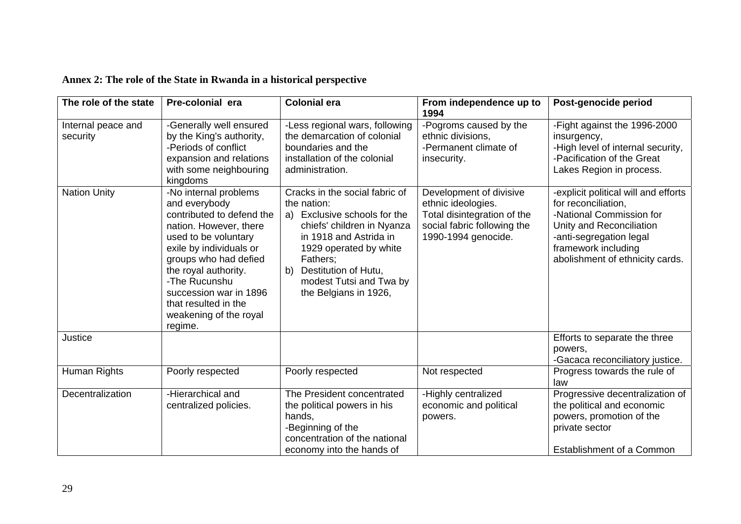**Annex 2: The role of the State in Rwanda in a historical perspective**

| The role of the state | Pre-colonial era | Colonial era | From independence up to 1994 | Post-genocide period |
|---|---|---|---|---|
| Internal peace and security | -Generally well ensured by the King's authority, -Periods of conflict expansion and relations with some neighbouring kingdoms | -Less regional wars, following the demarcation of colonial boundaries and the installation of the colonial administration. | -Pogroms caused by the ethnic divisions, -Permanent climate of insecurity. | -Fight against the 1996-2000 insurgency, -High level of internal security, -Pacification of the Great Lakes Region in process. |
| Nation Unity | -No internal problems and everybody contributed to defend the nation. However, there used to be voluntary exile by individuals or groups who had defied the royal authority. -The Rucunshu succession war in 1896 that resulted in the weakening of the royal regime. | Cracks in the social fabric of the nation: a) Exclusive schools for the chiefs' children in Nyanza in 1918 and Astrida in 1929 operated by white Fathers; b) Destitution of Hutu, modest Tutsi and Twa by the Belgians in 1926, | Development of divisive ethnic ideologies. Total disintegration of the social fabric following the 1990-1994 genocide. | -explicit political will and efforts for reconciliation, -National Commission for Unity and Reconciliation -anti-segregation legal framework including abolishment of ethnicity cards. |
| Justice | | | | Efforts to separate the three powers, -Gacaca reconciliatory justice. |
| Human Rights | Poorly respected | Poorly respected | Not respected | Progress towards the rule of law |
| Decentralization | -Hierarchical and centralized policies. | The President concentrated the political powers in his hands, -Beginning of the concentration of the national economy into the hands of | -Highly centralized economic and political powers. | Progressive decentralization of the political and economic powers, promotion of the private sector<br><br>Establishment of a Common |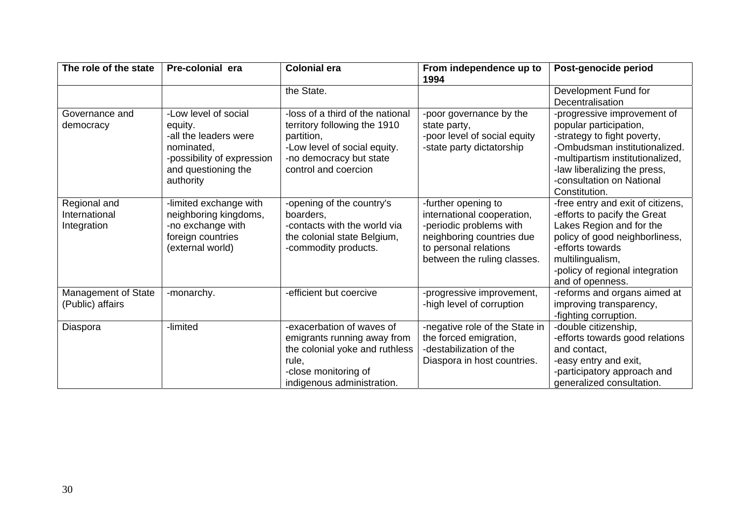| The role of the state | Pre-colonial era | Colonial era | From independence up to 1994 | Post-genocide period |
|---|---|---|---|---|
| | | the State. | | Development Fund for Decentralisation |
| Governance and democracy | -Low level of social equity. -all the leaders were nominated, -possibility of expression and questioning the authority | -loss of a third of the national territory following the 1910 partition, -Low level of social equity. -no democracy but state control and coercion | -poor governance by the state party, -poor level of social equity -state party dictatorship | -progressive improvement of popular participation, -strategy to fight poverty, -Ombudsman institutionalized. -multipartism institutionalized, -law liberalizing the press, -consultation on National Constitution. |
| Regional and International Integration | -limited exchange with neighboring kingdoms, -no exchange with foreign countries (external world) | -opening of the country's boarders, -contacts with the world via the colonial state Belgium, -commodity products. | -further opening to international cooperation, -periodic problems with neighboring countries due to personal relations between the ruling classes. | -free entry and exit of citizens, -efforts to pacify the Great Lakes Region and for the policy of good neighborliness, -efforts towards multilingualism, -policy of regional integration and of openness. |
| Management of State (Public) affairs | -monarchy. | -efficient but coercive | -progressive improvement, -high level of corruption | -reforms and organs aimed at improving transparency, -fighting corruption. |
| Diaspora | -limited | -exacerbation of waves of emigrants running away from the colonial yoke and ruthless rule, -close monitoring of indigenous administration. | -negative role of the State in the forced emigration, -destabilization of the Diaspora in host countries. | -double citizenship, -efforts towards good relations and contact, -easy entry and exit, -participatory approach and generalized consultation. |